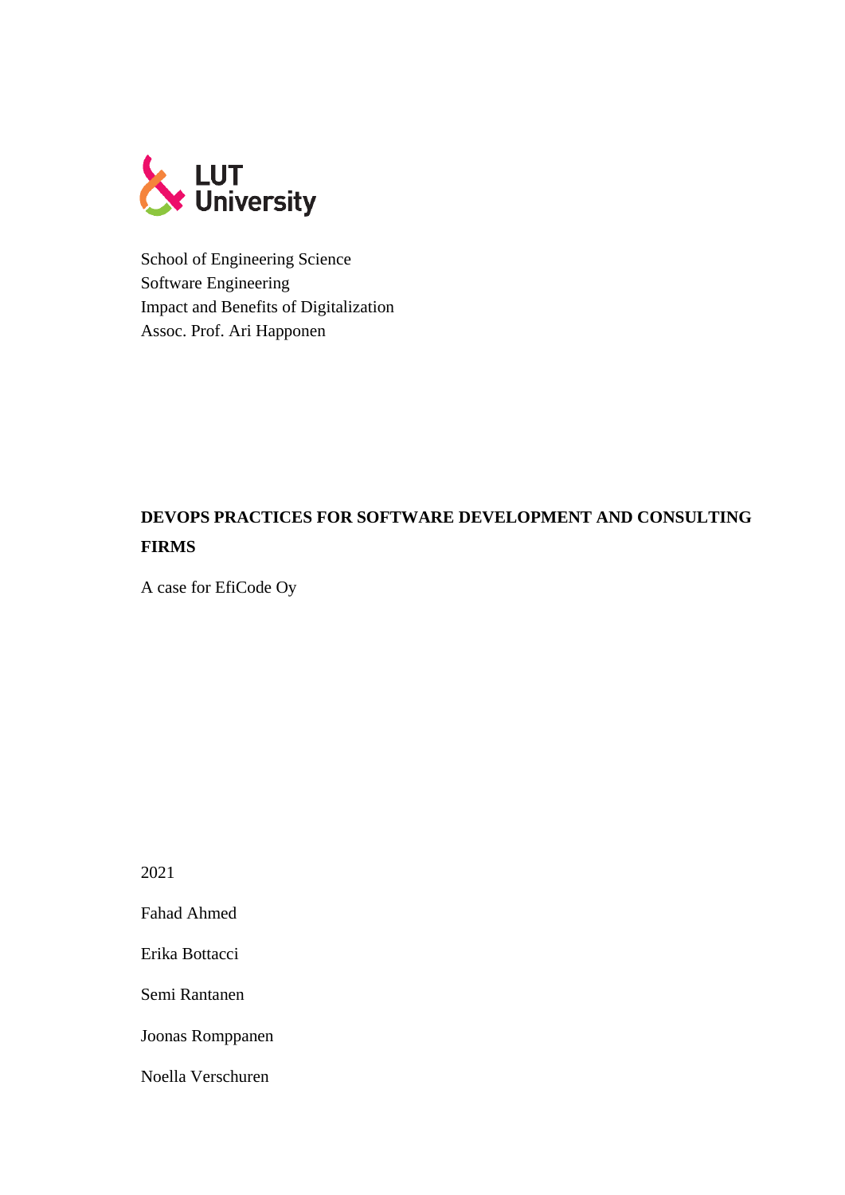LUT University

School of Engineering Science
Software Engineering
Impact and Benefits of Digitalization
Assoc. Prof. Ari Happonen

# DEVOPS PRACTICES FOR SOFTWARE DEVELOPMENT AND CONSULTING FIRMS

A case for EfiCode Oy

2021

Fahad Ahmed

Erika Bottacci

Semi Rantanen

Joonas Romppanen

Noella Verschuren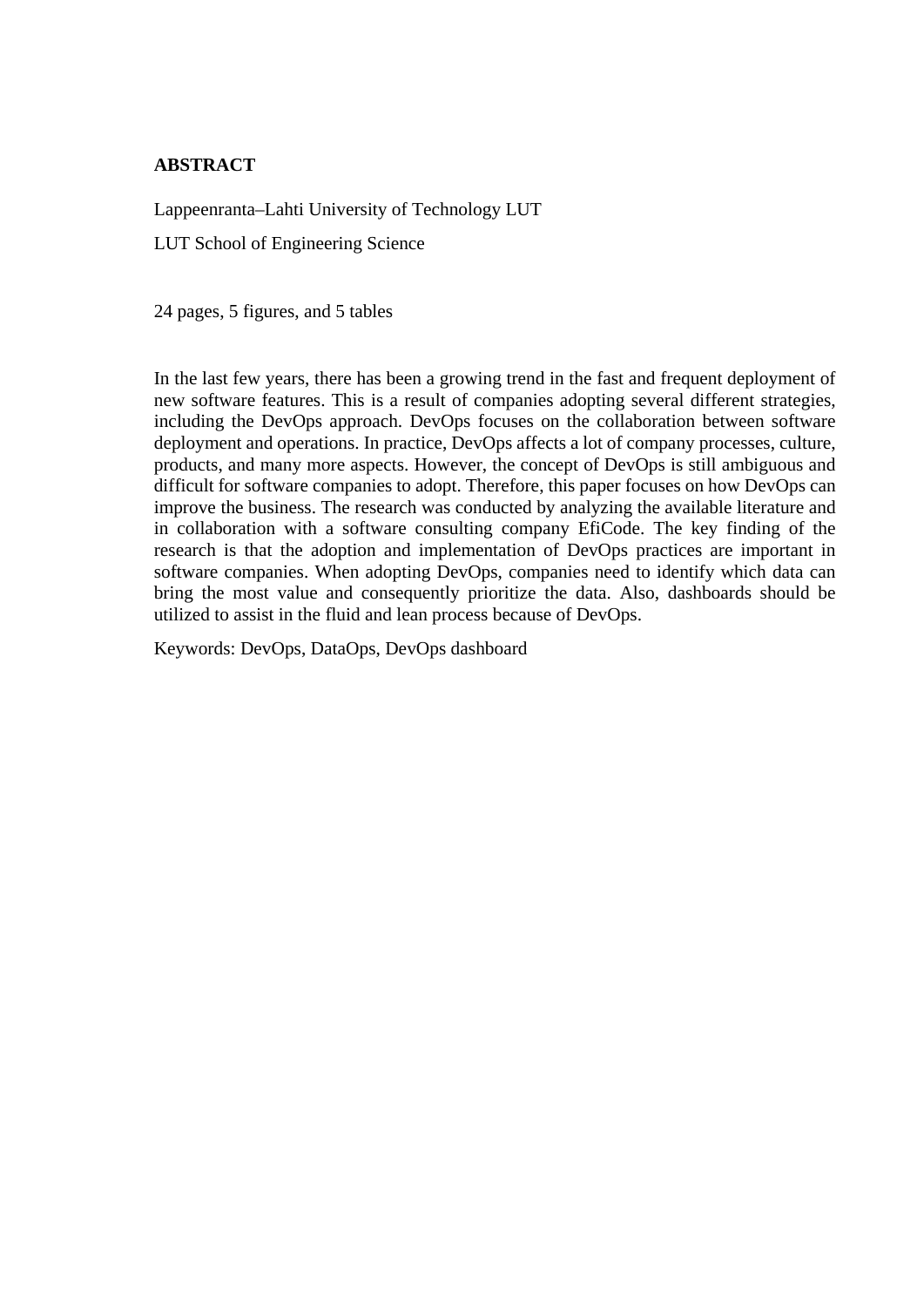**ABSTRACT**

Lappeenranta–Lahti University of Technology LUT

LUT School of Engineering Science

24 pages, 5 figures, and 5 tables

In the last few years, there has been a growing trend in the fast and frequent deployment of new software features. This is a result of companies adopting several different strategies, including the DevOps approach. DevOps focuses on the collaboration between software deployment and operations. In practice, DevOps affects a lot of company processes, culture, products, and many more aspects. However, the concept of DevOps is still ambiguous and difficult for software companies to adopt. Therefore, this paper focuses on how DevOps can improve the business. The research was conducted by analyzing the available literature and in collaboration with a software consulting company EfiCode. The key finding of the research is that the adoption and implementation of DevOps practices are important in software companies. When adopting DevOps, companies need to identify which data can bring the most value and consequently prioritize the data. Also, dashboards should be utilized to assist in the fluid and lean process because of DevOps.

Keywords: DevOps, DataOps, DevOps dashboard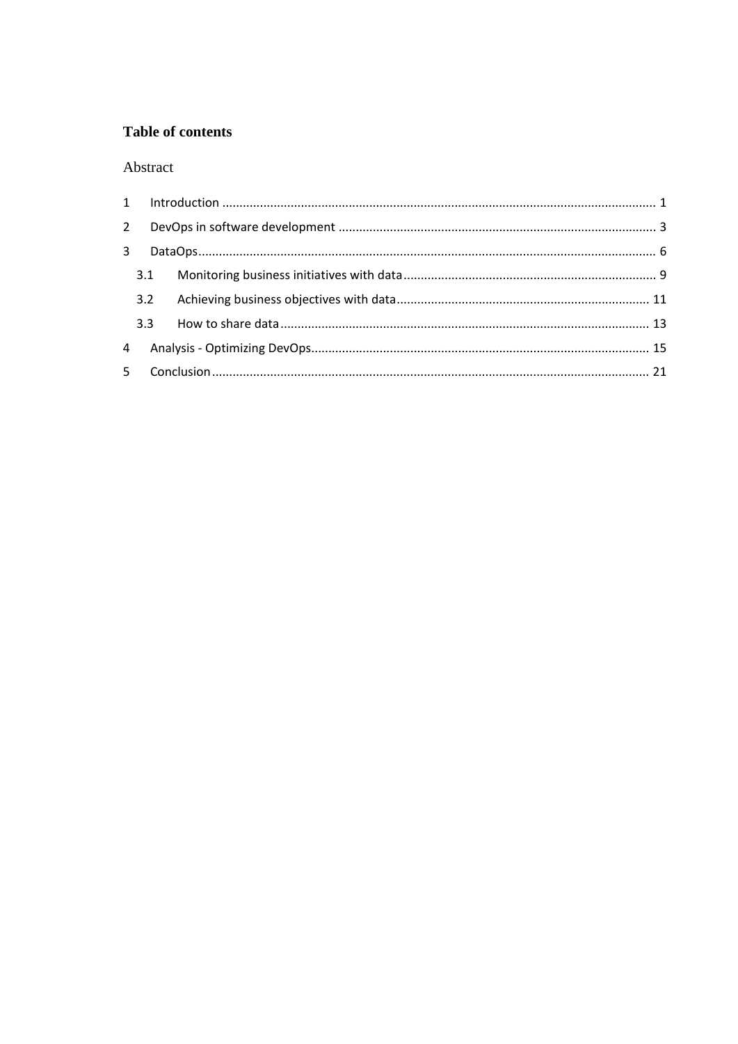# Table of contents

Abstract

1 Introduction ............................................................................................................................. 1

2 DevOps in software development ............................................................................................ 3

3 DataOps.................................................................................................................................... 6

3.1 Monitoring business initiatives with data ......................................................................... 9

3.2 Achieving business objectives with data ......................................................................... 11

3.3 How to share data ........................................................................................................... 13

4 Analysis - Optimizing DevOps.................................................................................................. 15

5 Conclusion .............................................................................................................................. 21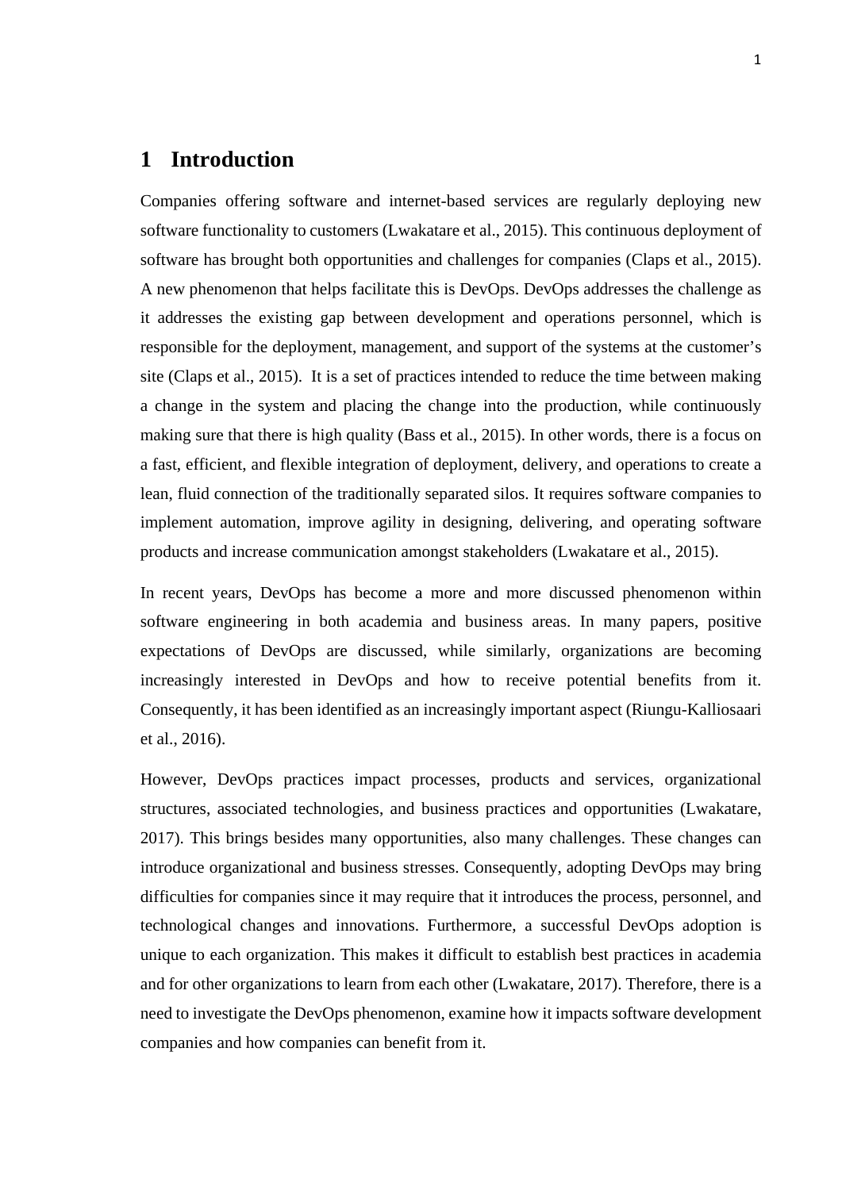# 1 Introduction

Companies offering software and internet-based services are regularly deploying new software functionality to customers (Lwakatare et al., 2015). This continuous deployment of software has brought both opportunities and challenges for companies (Claps et al., 2015). A new phenomenon that helps facilitate this is DevOps. DevOps addresses the challenge as it addresses the existing gap between development and operations personnel, which is responsible for the deployment, management, and support of the systems at the customer's site (Claps et al., 2015). It is a set of practices intended to reduce the time between making a change in the system and placing the change into the production, while continuously making sure that there is high quality (Bass et al., 2015). In other words, there is a focus on a fast, efficient, and flexible integration of deployment, delivery, and operations to create a lean, fluid connection of the traditionally separated silos. It requires software companies to implement automation, improve agility in designing, delivering, and operating software products and increase communication amongst stakeholders (Lwakatare et al., 2015).

In recent years, DevOps has become a more and more discussed phenomenon within software engineering in both academia and business areas. In many papers, positive expectations of DevOps are discussed, while similarly, organizations are becoming increasingly interested in DevOps and how to receive potential benefits from it. Consequently, it has been identified as an increasingly important aspect (Riungu-Kalliosaari et al., 2016).

However, DevOps practices impact processes, products and services, organizational structures, associated technologies, and business practices and opportunities (Lwakatare, 2017). This brings besides many opportunities, also many challenges. These changes can introduce organizational and business stresses. Consequently, adopting DevOps may bring difficulties for companies since it may require that it introduces the process, personnel, and technological changes and innovations. Furthermore, a successful DevOps adoption is unique to each organization. This makes it difficult to establish best practices in academia and for other organizations to learn from each other (Lwakatare, 2017). Therefore, there is a need to investigate the DevOps phenomenon, examine how it impacts software development companies and how companies can benefit from it.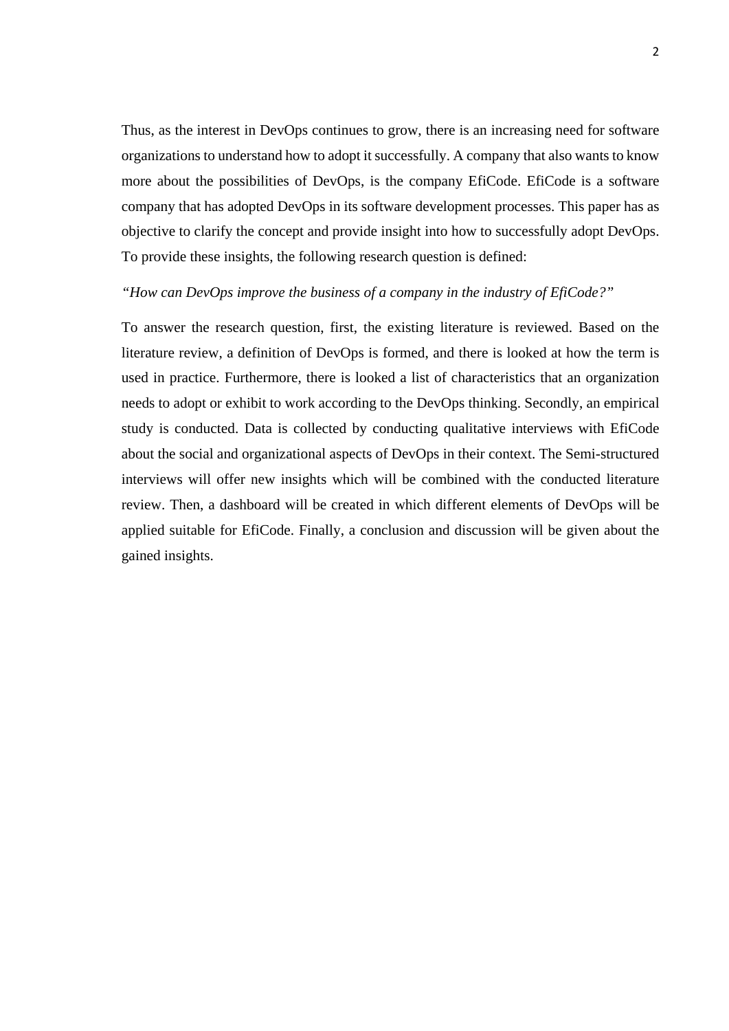Thus, as the interest in DevOps continues to grow, there is an increasing need for software organizations to understand how to adopt it successfully. A company that also wants to know more about the possibilities of DevOps, is the company EfiCode. EfiCode is a software company that has adopted DevOps in its software development processes. This paper has as objective to clarify the concept and provide insight into how to successfully adopt DevOps. To provide these insights, the following research question is defined:

*"How can DevOps improve the business of a company in the industry of EfiCode?"*

To answer the research question, first, the existing literature is reviewed. Based on the literature review, a definition of DevOps is formed, and there is looked at how the term is used in practice. Furthermore, there is looked a list of characteristics that an organization needs to adopt or exhibit to work according to the DevOps thinking. Secondly, an empirical study is conducted. Data is collected by conducting qualitative interviews with EfiCode about the social and organizational aspects of DevOps in their context. The Semi-structured interviews will offer new insights which will be combined with the conducted literature review. Then, a dashboard will be created in which different elements of DevOps will be applied suitable for EfiCode. Finally, a conclusion and discussion will be given about the gained insights.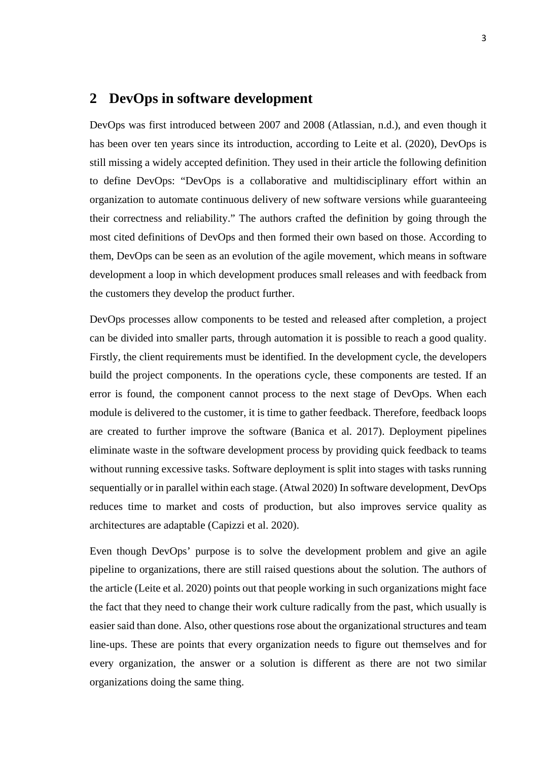## 2 DevOps in software development

DevOps was first introduced between 2007 and 2008 (Atlassian, n.d.), and even though it has been over ten years since its introduction, according to Leite et al. (2020), DevOps is still missing a widely accepted definition. They used in their article the following definition to define DevOps: "DevOps is a collaborative and multidisciplinary effort within an organization to automate continuous delivery of new software versions while guaranteeing their correctness and reliability." The authors crafted the definition by going through the most cited definitions of DevOps and then formed their own based on those. According to them, DevOps can be seen as an evolution of the agile movement, which means in software development a loop in which development produces small releases and with feedback from the customers they develop the product further.

DevOps processes allow components to be tested and released after completion, a project can be divided into smaller parts, through automation it is possible to reach a good quality. Firstly, the client requirements must be identified. In the development cycle, the developers build the project components. In the operations cycle, these components are tested. If an error is found, the component cannot process to the next stage of DevOps. When each module is delivered to the customer, it is time to gather feedback. Therefore, feedback loops are created to further improve the software (Banica et al. 2017). Deployment pipelines eliminate waste in the software development process by providing quick feedback to teams without running excessive tasks. Software deployment is split into stages with tasks running sequentially or in parallel within each stage. (Atwal 2020) In software development, DevOps reduces time to market and costs of production, but also improves service quality as architectures are adaptable (Capizzi et al. 2020).

Even though DevOps' purpose is to solve the development problem and give an agile pipeline to organizations, there are still raised questions about the solution. The authors of the article (Leite et al. 2020) points out that people working in such organizations might face the fact that they need to change their work culture radically from the past, which usually is easier said than done. Also, other questions rose about the organizational structures and team line-ups. These are points that every organization needs to figure out themselves and for every organization, the answer or a solution is different as there are not two similar organizations doing the same thing.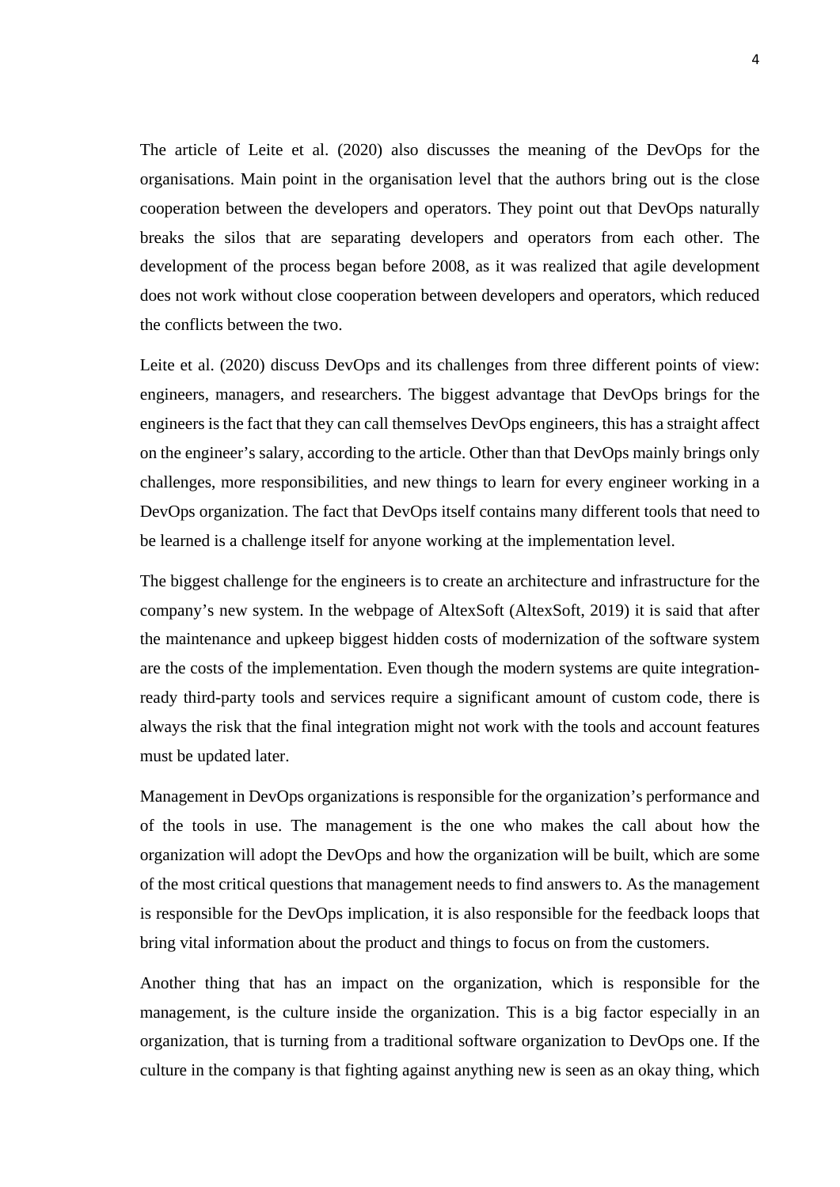The article of Leite et al. (2020) also discusses the meaning of the DevOps for the organisations. Main point in the organisation level that the authors bring out is the close cooperation between the developers and operators. They point out that DevOps naturally breaks the silos that are separating developers and operators from each other. The development of the process began before 2008, as it was realized that agile development does not work without close cooperation between developers and operators, which reduced the conflicts between the two.

Leite et al. (2020) discuss DevOps and its challenges from three different points of view: engineers, managers, and researchers. The biggest advantage that DevOps brings for the engineers is the fact that they can call themselves DevOps engineers, this has a straight affect on the engineer's salary, according to the article. Other than that DevOps mainly brings only challenges, more responsibilities, and new things to learn for every engineer working in a DevOps organization. The fact that DevOps itself contains many different tools that need to be learned is a challenge itself for anyone working at the implementation level.

The biggest challenge for the engineers is to create an architecture and infrastructure for the company's new system. In the webpage of AltexSoft (AltexSoft, 2019) it is said that after the maintenance and upkeep biggest hidden costs of modernization of the software system are the costs of the implementation. Even though the modern systems are quite integration-ready third-party tools and services require a significant amount of custom code, there is always the risk that the final integration might not work with the tools and account features must be updated later.

Management in DevOps organizations is responsible for the organization's performance and of the tools in use. The management is the one who makes the call about how the organization will adopt the DevOps and how the organization will be built, which are some of the most critical questions that management needs to find answers to. As the management is responsible for the DevOps implication, it is also responsible for the feedback loops that bring vital information about the product and things to focus on from the customers.

Another thing that has an impact on the organization, which is responsible for the management, is the culture inside the organization. This is a big factor especially in an organization, that is turning from a traditional software organization to DevOps one. If the culture in the company is that fighting against anything new is seen as an okay thing, which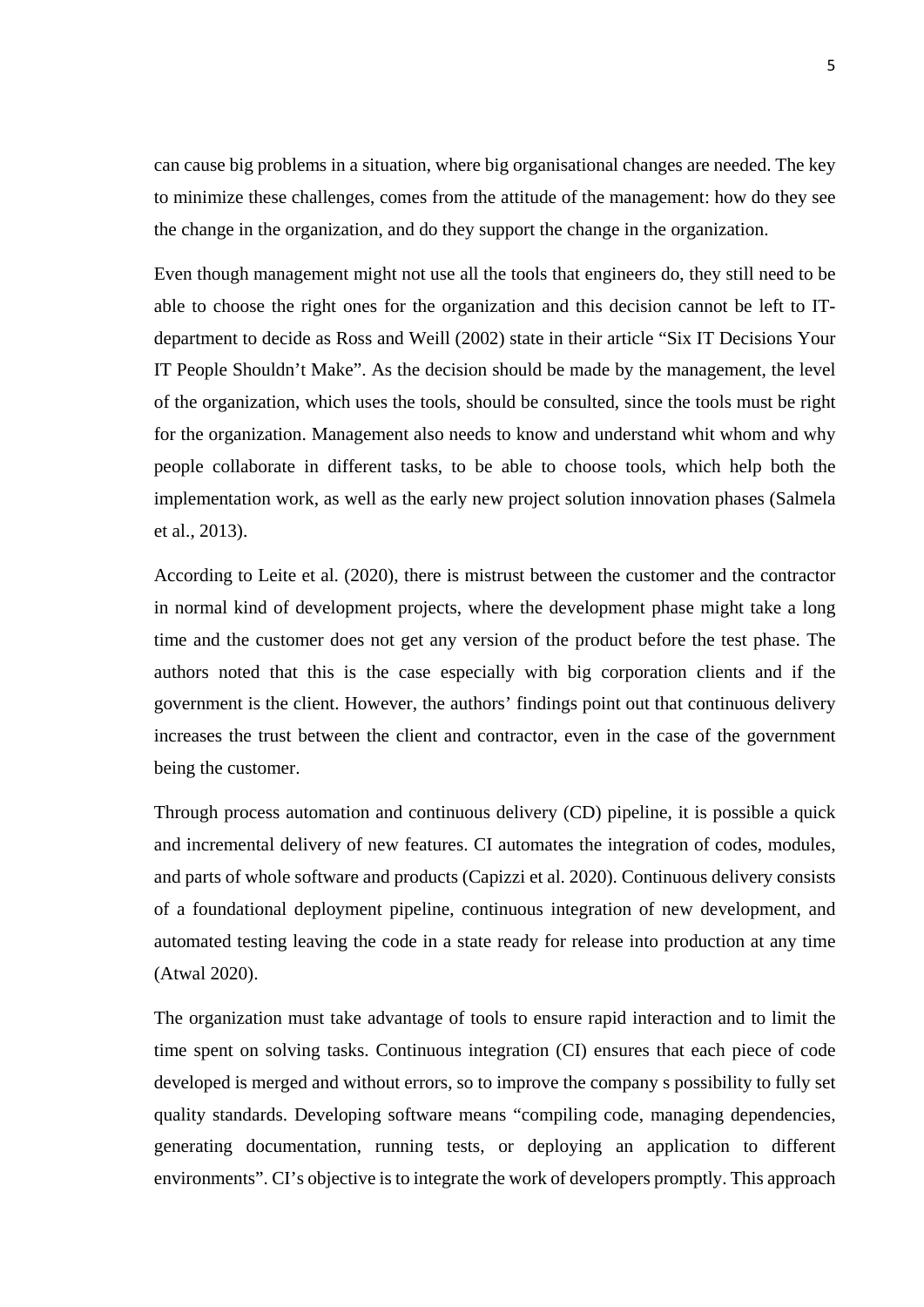can cause big problems in a situation, where big organisational changes are needed. The key to minimize these challenges, comes from the attitude of the management: how do they see the change in the organization, and do they support the change in the organization.

Even though management might not use all the tools that engineers do, they still need to be able to choose the right ones for the organization and this decision cannot be left to IT-department to decide as Ross and Weill (2002) state in their article "Six IT Decisions Your IT People Shouldn't Make". As the decision should be made by the management, the level of the organization, which uses the tools, should be consulted, since the tools must be right for the organization. Management also needs to know and understand whit whom and why people collaborate in different tasks, to be able to choose tools, which help both the implementation work, as well as the early new project solution innovation phases (Salmela et al., 2013).

According to Leite et al. (2020), there is mistrust between the customer and the contractor in normal kind of development projects, where the development phase might take a long time and the customer does not get any version of the product before the test phase. The authors noted that this is the case especially with big corporation clients and if the government is the client. However, the authors' findings point out that continuous delivery increases the trust between the client and contractor, even in the case of the government being the customer.

Through process automation and continuous delivery (CD) pipeline, it is possible a quick and incremental delivery of new features. CI automates the integration of codes, modules, and parts of whole software and products (Capizzi et al. 2020). Continuous delivery consists of a foundational deployment pipeline, continuous integration of new development, and automated testing leaving the code in a state ready for release into production at any time (Atwal 2020).

The organization must take advantage of tools to ensure rapid interaction and to limit the time spent on solving tasks. Continuous integration (CI) ensures that each piece of code developed is merged and without errors, so to improve the company s possibility to fully set quality standards. Developing software means "compiling code, managing dependencies, generating documentation, running tests, or deploying an application to different environments". CI's objective is to integrate the work of developers promptly. This approach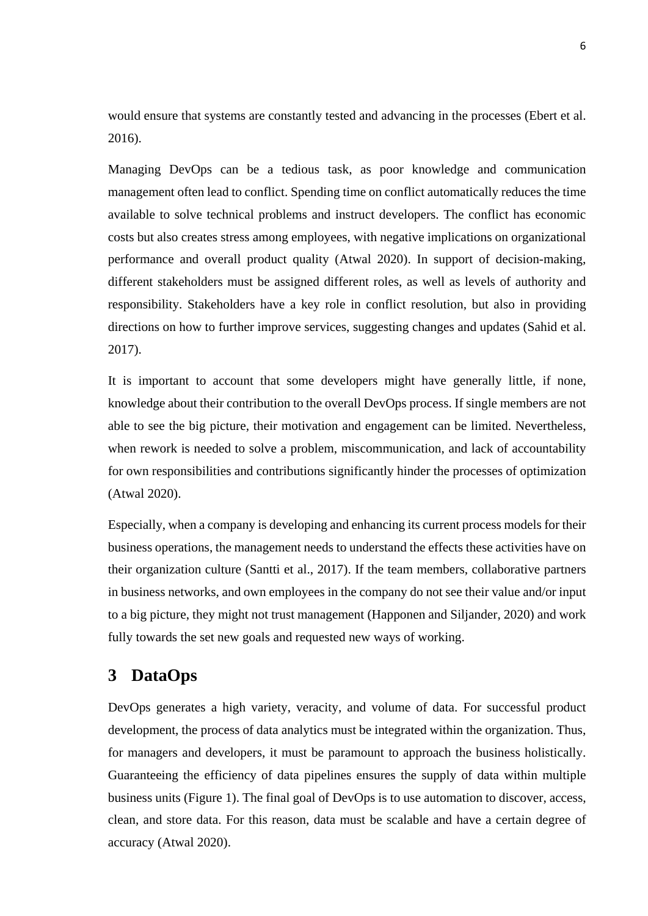would ensure that systems are constantly tested and advancing in the processes (Ebert et al. 2016).

Managing DevOps can be a tedious task, as poor knowledge and communication management often lead to conflict. Spending time on conflict automatically reduces the time available to solve technical problems and instruct developers. The conflict has economic costs but also creates stress among employees, with negative implications on organizational performance and overall product quality (Atwal 2020). In support of decision-making, different stakeholders must be assigned different roles, as well as levels of authority and responsibility. Stakeholders have a key role in conflict resolution, but also in providing directions on how to further improve services, suggesting changes and updates (Sahid et al. 2017).

It is important to account that some developers might have generally little, if none, knowledge about their contribution to the overall DevOps process. If single members are not able to see the big picture, their motivation and engagement can be limited. Nevertheless, when rework is needed to solve a problem, miscommunication, and lack of accountability for own responsibilities and contributions significantly hinder the processes of optimization (Atwal 2020).

Especially, when a company is developing and enhancing its current process models for their business operations, the management needs to understand the effects these activities have on their organization culture (Santti et al., 2017). If the team members, collaborative partners in business networks, and own employees in the company do not see their value and/or input to a big picture, they might not trust management (Happonen and Siljander, 2020) and work fully towards the set new goals and requested new ways of working.

# 3 DataOps

DevOps generates a high variety, veracity, and volume of data. For successful product development, the process of data analytics must be integrated within the organization. Thus, for managers and developers, it must be paramount to approach the business holistically. Guaranteeing the efficiency of data pipelines ensures the supply of data within multiple business units (Figure 1). The final goal of DevOps is to use automation to discover, access, clean, and store data. For this reason, data must be scalable and have a certain degree of accuracy (Atwal 2020).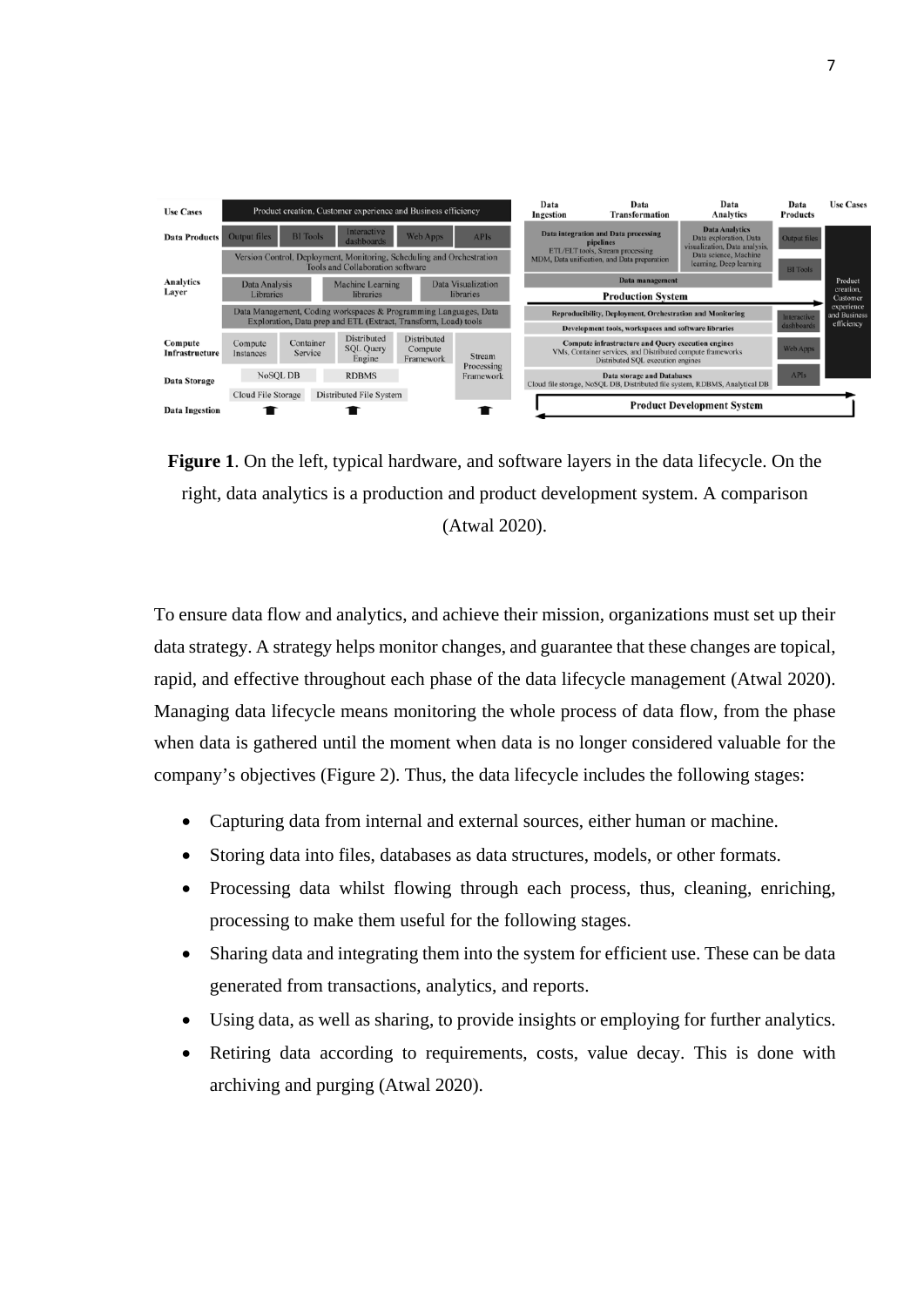Use Cases | Product creation, Customer experience and Business efficiency

Data Products | Output files | BI Tools | Interactive dashboards | Web Apps | APIs

Version Control, Deployment, Monitoring, Scheduling and Orchestration Tools and Collaboration software

Analytics Layer | Data Analysis Libraries | Machine Learning libraries | Data Visualization libraries

Data Management, Coding workspaces & Programming Languages, Data Exploration, Data prep and ETL (Extract, Transform, Load) tools

Compute Infrastructure | Compute Instances | Container Service | Distributed SQL Query Engine | Distributed Compute Framework | Stream Processing Framework

Data Storage | NoSQL DB | RDBMS | Cloud File Storage | Distributed File System

Data Ingestion

Data Ingestion | Data Transformation | Data Analytics | Data Products | Use Cases

Data integration and Data processing pipelines
ETL/ELT tools, Stream processing
MDM, Data unification, and Data preparation

Data Analytics
Data exploration, Data visualization, Data analysis, Data science, Machine learning, Deep learning

Data management

Production System

Reproducibility, Deployment, Orchestration and Monitoring

Development tools, workspaces and software libraries

Compute infrastructure and Query execution engines
VMs, Container services, and Distributed compute frameworks
Distributed SQL execution engines

Data storage and Databases
Cloud file storage, NoSQL DB, Distributed file system, RDBMS, Analytical DB

Output files | BI Tools | Interactive dashboards | Web Apps | APIs

Product creation, Customer experience and Business efficiency

Product Development System

**Figure 1**. On the left, typical hardware, and software layers in the data lifecycle. On the right, data analytics is a production and product development system. A comparison (Atwal 2020).

To ensure data flow and analytics, and achieve their mission, organizations must set up their data strategy. A strategy helps monitor changes, and guarantee that these changes are topical, rapid, and effective throughout each phase of the data lifecycle management (Atwal 2020). Managing data lifecycle means monitoring the whole process of data flow, from the phase when data is gathered until the moment when data is no longer considered valuable for the company's objectives (Figure 2). Thus, the data lifecycle includes the following stages:

- Capturing data from internal and external sources, either human or machine.
- Storing data into files, databases as data structures, models, or other formats.
- Processing data whilst flowing through each process, thus, cleaning, enriching, processing to make them useful for the following stages.
- Sharing data and integrating them into the system for efficient use. These can be data generated from transactions, analytics, and reports.
- Using data, as well as sharing, to provide insights or employing for further analytics.
- Retiring data according to requirements, costs, value decay. This is done with archiving and purging (Atwal 2020).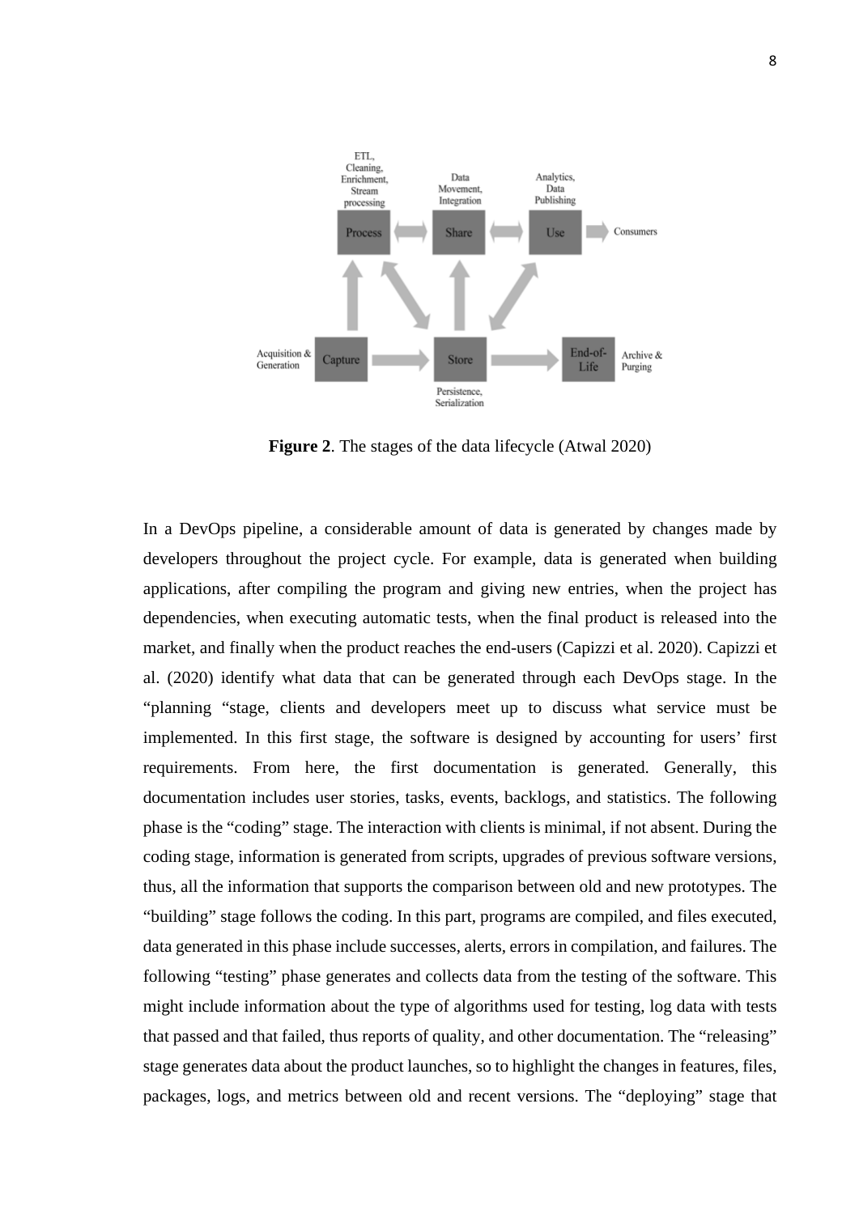ETL, Cleaning, Enrichment, Stream processing

Data Movement, Integration

Analytics, Data Publishing

Process

Share

Use

Consumers

Acquisition & Generation

Capture

Store

End-of-Life

Archive & Purging

Persistence, Serialization

**Figure 2**. The stages of the data lifecycle (Atwal 2020)

In a DevOps pipeline, a considerable amount of data is generated by changes made by developers throughout the project cycle. For example, data is generated when building applications, after compiling the program and giving new entries, when the project has dependencies, when executing automatic tests, when the final product is released into the market, and finally when the product reaches the end-users (Capizzi et al. 2020). Capizzi et al. (2020) identify what data that can be generated through each DevOps stage. In the "planning "stage, clients and developers meet up to discuss what service must be implemented. In this first stage, the software is designed by accounting for users' first requirements. From here, the first documentation is generated. Generally, this documentation includes user stories, tasks, events, backlogs, and statistics. The following phase is the "coding" stage. The interaction with clients is minimal, if not absent. During the coding stage, information is generated from scripts, upgrades of previous software versions, thus, all the information that supports the comparison between old and new prototypes. The "building" stage follows the coding. In this part, programs are compiled, and files executed, data generated in this phase include successes, alerts, errors in compilation, and failures. The following "testing" phase generates and collects data from the testing of the software. This might include information about the type of algorithms used for testing, log data with tests that passed and that failed, thus reports of quality, and other documentation. The "releasing" stage generates data about the product launches, so to highlight the changes in features, files, packages, logs, and metrics between old and recent versions. The "deploying" stage that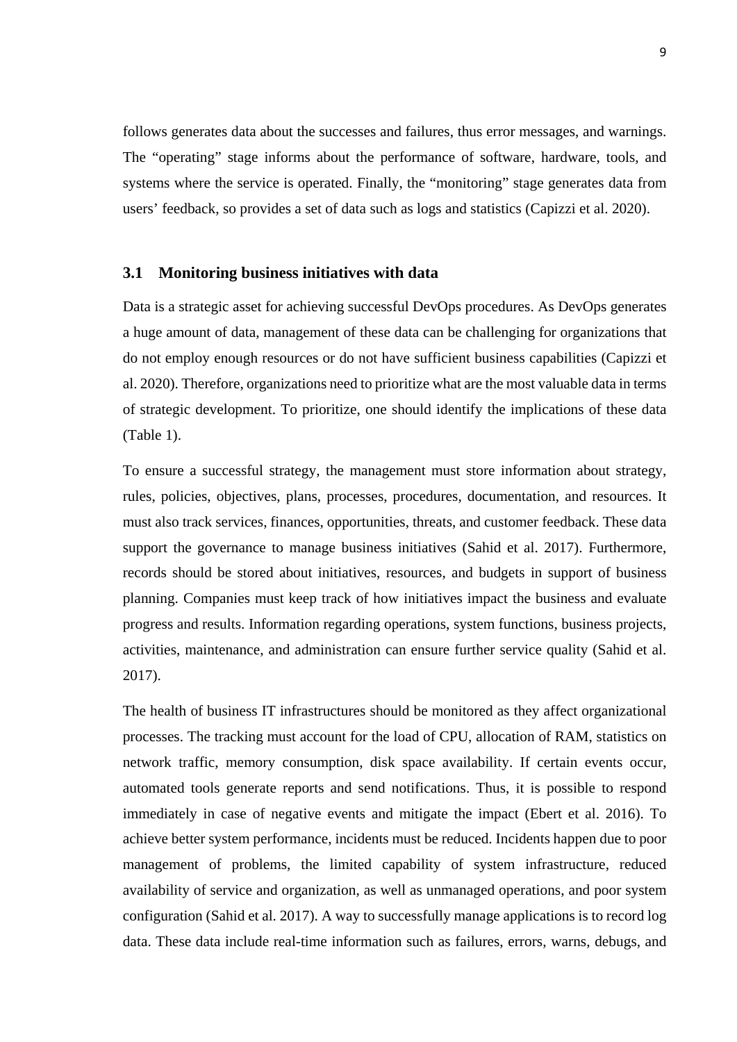follows generates data about the successes and failures, thus error messages, and warnings. The "operating" stage informs about the performance of software, hardware, tools, and systems where the service is operated. Finally, the "monitoring" stage generates data from users' feedback, so provides a set of data such as logs and statistics (Capizzi et al. 2020).

### 3.1 Monitoring business initiatives with data

Data is a strategic asset for achieving successful DevOps procedures. As DevOps generates a huge amount of data, management of these data can be challenging for organizations that do not employ enough resources or do not have sufficient business capabilities (Capizzi et al. 2020). Therefore, organizations need to prioritize what are the most valuable data in terms of strategic development. To prioritize, one should identify the implications of these data (Table 1).

To ensure a successful strategy, the management must store information about strategy, rules, policies, objectives, plans, processes, procedures, documentation, and resources. It must also track services, finances, opportunities, threats, and customer feedback. These data support the governance to manage business initiatives (Sahid et al. 2017). Furthermore, records should be stored about initiatives, resources, and budgets in support of business planning. Companies must keep track of how initiatives impact the business and evaluate progress and results. Information regarding operations, system functions, business projects, activities, maintenance, and administration can ensure further service quality (Sahid et al. 2017).

The health of business IT infrastructures should be monitored as they affect organizational processes. The tracking must account for the load of CPU, allocation of RAM, statistics on network traffic, memory consumption, disk space availability. If certain events occur, automated tools generate reports and send notifications. Thus, it is possible to respond immediately in case of negative events and mitigate the impact (Ebert et al. 2016). To achieve better system performance, incidents must be reduced. Incidents happen due to poor management of problems, the limited capability of system infrastructure, reduced availability of service and organization, as well as unmanaged operations, and poor system configuration (Sahid et al. 2017). A way to successfully manage applications is to record log data. These data include real-time information such as failures, errors, warns, debugs, and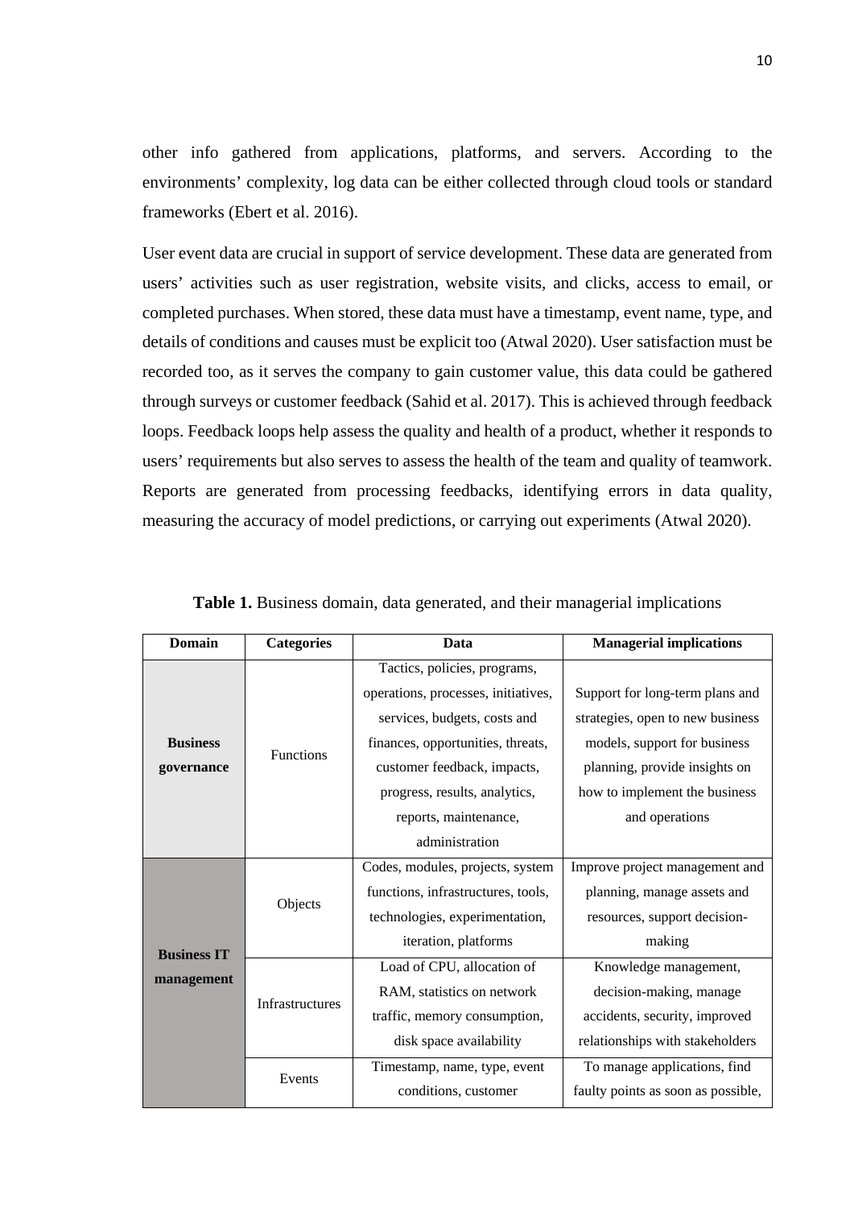other info gathered from applications, platforms, and servers. According to the environments' complexity, log data can be either collected through cloud tools or standard frameworks (Ebert et al. 2016).

User event data are crucial in support of service development. These data are generated from users' activities such as user registration, website visits, and clicks, access to email, or completed purchases. When stored, these data must have a timestamp, event name, type, and details of conditions and causes must be explicit too (Atwal 2020). User satisfaction must be recorded too, as it serves the company to gain customer value, this data could be gathered through surveys or customer feedback (Sahid et al. 2017). This is achieved through feedback loops. Feedback loops help assess the quality and health of a product, whether it responds to users' requirements but also serves to assess the health of the team and quality of teamwork. Reports are generated from processing feedbacks, identifying errors in data quality, measuring the accuracy of model predictions, or carrying out experiments (Atwal 2020).

**Table 1.** Business domain, data generated, and their managerial implications

| Domain | Categories | Data | Managerial implications |
|---|---|---|---|
| **Business governance** | Functions | Tactics, policies, programs, operations, processes, initiatives, services, budgets, costs and finances, opportunities, threats, customer feedback, impacts, progress, results, analytics, reports, maintenance, administration | Support for long-term plans and strategies, open to new business models, support for business planning, provide insights on how to implement the business and operations |
| **Business IT management** | Objects | Codes, modules, projects, system functions, infrastructures, tools, technologies, experimentation, iteration, platforms | Improve project management and planning, manage assets and resources, support decision-making |
| | Infrastructures | Load of CPU, allocation of RAM, statistics on network traffic, memory consumption, disk space availability | Knowledge management, decision-making, manage accidents, security, improved relationships with stakeholders |
| | Events | Timestamp, name, type, event conditions, customer | To manage applications, find faulty points as soon as possible, |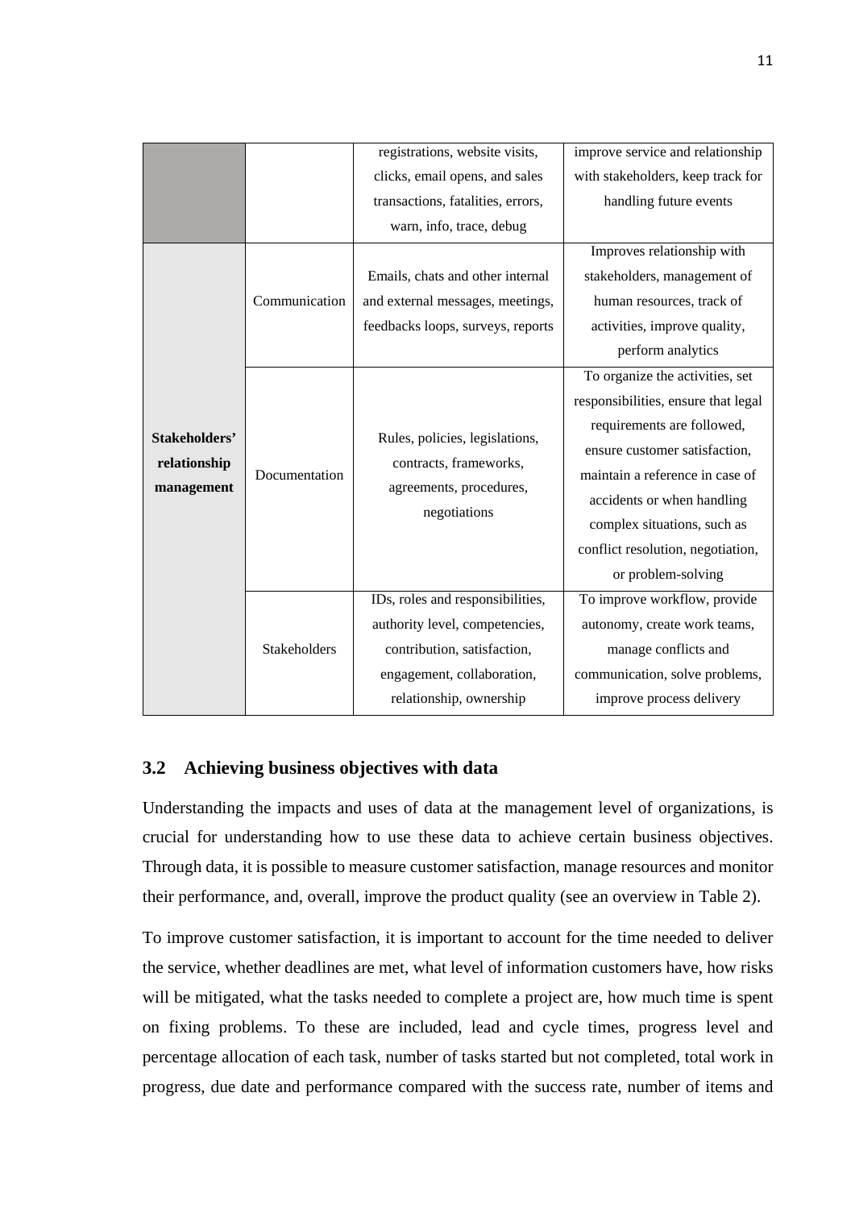| | | | |
|---|---|---|---|
| | | registrations, website visits, clicks, email opens, and sales transactions, fatalities, errors, warn, info, trace, debug | improve service and relationship with stakeholders, keep track for handling future events |
| **Stakeholders' relationship management** | Communication | Emails, chats and other internal and external messages, meetings, feedbacks loops, surveys, reports | Improves relationship with stakeholders, management of human resources, track of activities, improve quality, perform analytics |
| | Documentation | Rules, policies, legislations, contracts, frameworks, agreements, procedures, negotiations | To organize the activities, set responsibilities, ensure that legal requirements are followed, ensure customer satisfaction, maintain a reference in case of accidents or when handling complex situations, such as conflict resolution, negotiation, or problem-solving |
| | Stakeholders | IDs, roles and responsibilities, authority level, competencies, contribution, satisfaction, engagement, collaboration, relationship, ownership | To improve workflow, provide autonomy, create work teams, manage conflicts and communication, solve problems, improve process delivery |

## 3.2 Achieving business objectives with data

Understanding the impacts and uses of data at the management level of organizations, is crucial for understanding how to use these data to achieve certain business objectives. Through data, it is possible to measure customer satisfaction, manage resources and monitor their performance, and, overall, improve the product quality (see an overview in Table 2).

To improve customer satisfaction, it is important to account for the time needed to deliver the service, whether deadlines are met, what level of information customers have, how risks will be mitigated, what the tasks needed to complete a project are, how much time is spent on fixing problems. To these are included, lead and cycle times, progress level and percentage allocation of each task, number of tasks started but not completed, total work in progress, due date and performance compared with the success rate, number of items and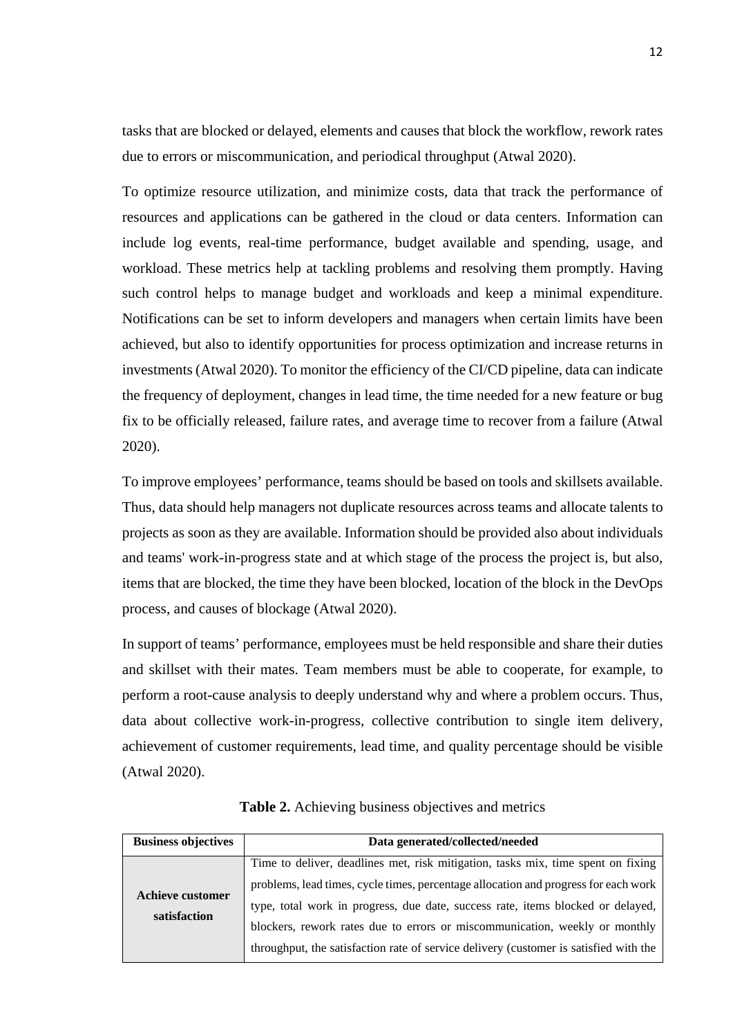tasks that are blocked or delayed, elements and causes that block the workflow, rework rates due to errors or miscommunication, and periodical throughput (Atwal 2020).

To optimize resource utilization, and minimize costs, data that track the performance of resources and applications can be gathered in the cloud or data centers. Information can include log events, real-time performance, budget available and spending, usage, and workload. These metrics help at tackling problems and resolving them promptly. Having such control helps to manage budget and workloads and keep a minimal expenditure. Notifications can be set to inform developers and managers when certain limits have been achieved, but also to identify opportunities for process optimization and increase returns in investments (Atwal 2020). To monitor the efficiency of the CI/CD pipeline, data can indicate the frequency of deployment, changes in lead time, the time needed for a new feature or bug fix to be officially released, failure rates, and average time to recover from a failure (Atwal 2020).

To improve employees' performance, teams should be based on tools and skillsets available. Thus, data should help managers not duplicate resources across teams and allocate talents to projects as soon as they are available. Information should be provided also about individuals and teams' work-in-progress state and at which stage of the process the project is, but also, items that are blocked, the time they have been blocked, location of the block in the DevOps process, and causes of blockage (Atwal 2020).

In support of teams' performance, employees must be held responsible and share their duties and skillset with their mates. Team members must be able to cooperate, for example, to perform a root-cause analysis to deeply understand why and where a problem occurs. Thus, data about collective work-in-progress, collective contribution to single item delivery, achievement of customer requirements, lead time, and quality percentage should be visible (Atwal 2020).

**Table 2.** Achieving business objectives and metrics

| Business objectives | Data generated/collected/needed |
| --- | --- |
| **Achieve customer satisfaction** | Time to deliver, deadlines met, risk mitigation, tasks mix, time spent on fixing problems, lead times, cycle times, percentage allocation and progress for each work type, total work in progress, due date, success rate, items blocked or delayed, blockers, rework rates due to errors or miscommunication, weekly or monthly throughput, the satisfaction rate of service delivery (customer is satisfied with the |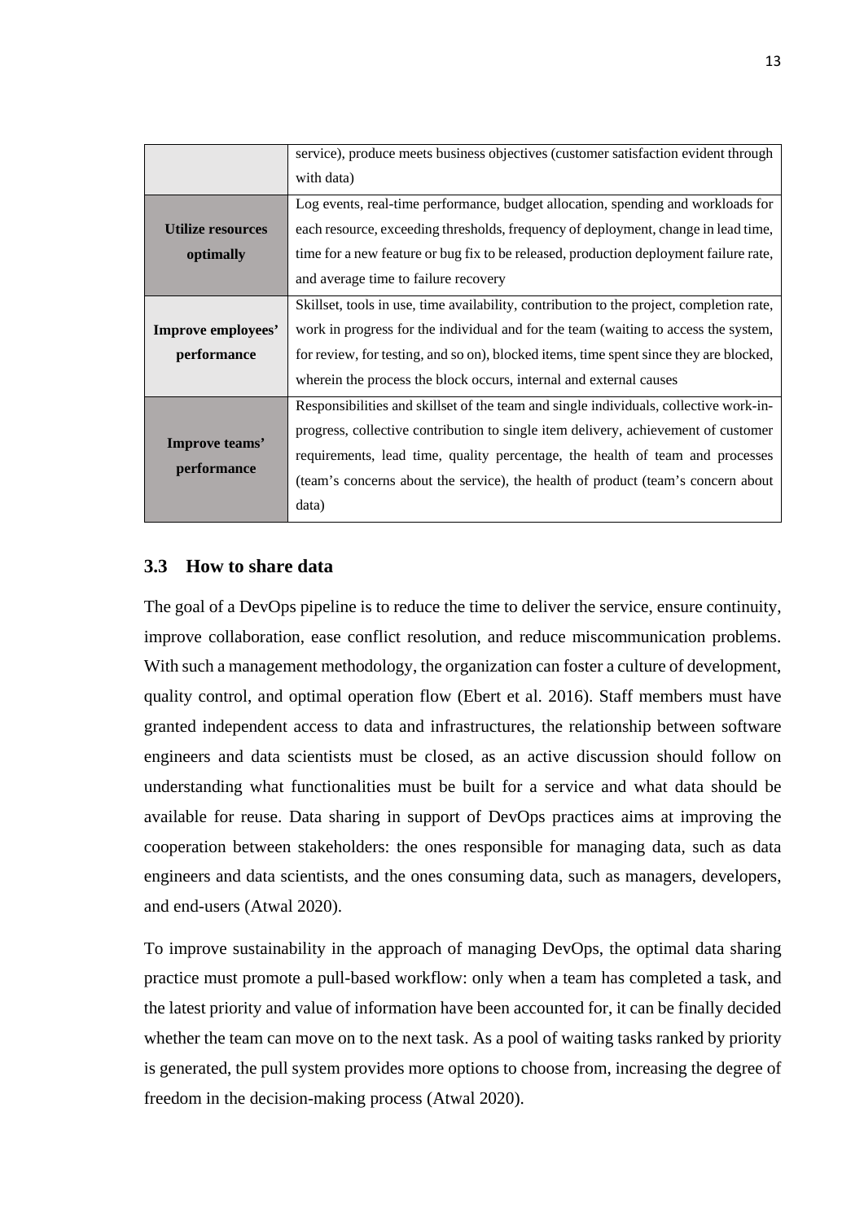| | |
|---|---|
| | service), produce meets business objectives (customer satisfaction evident through with data) |
| **Utilize resources optimally** | Log events, real-time performance, budget allocation, spending and workloads for each resource, exceeding thresholds, frequency of deployment, change in lead time, time for a new feature or bug fix to be released, production deployment failure rate, and average time to failure recovery |
| **Improve employees' performance** | Skillset, tools in use, time availability, contribution to the project, completion rate, work in progress for the individual and for the team (waiting to access the system, for review, for testing, and so on), blocked items, time spent since they are blocked, wherein the process the block occurs, internal and external causes |
| **Improve teams' performance** | Responsibilities and skillset of the team and single individuals, collective work-in-progress, collective contribution to single item delivery, achievement of customer requirements, lead time, quality percentage, the health of team and processes (team's concerns about the service), the health of product (team's concern about data) |

### 3.3 How to share data

The goal of a DevOps pipeline is to reduce the time to deliver the service, ensure continuity, improve collaboration, ease conflict resolution, and reduce miscommunication problems. With such a management methodology, the organization can foster a culture of development, quality control, and optimal operation flow (Ebert et al. 2016). Staff members must have granted independent access to data and infrastructures, the relationship between software engineers and data scientists must be closed, as an active discussion should follow on understanding what functionalities must be built for a service and what data should be available for reuse. Data sharing in support of DevOps practices aims at improving the cooperation between stakeholders: the ones responsible for managing data, such as data engineers and data scientists, and the ones consuming data, such as managers, developers, and end-users (Atwal 2020).

To improve sustainability in the approach of managing DevOps, the optimal data sharing practice must promote a pull-based workflow: only when a team has completed a task, and the latest priority and value of information have been accounted for, it can be finally decided whether the team can move on to the next task. As a pool of waiting tasks ranked by priority is generated, the pull system provides more options to choose from, increasing the degree of freedom in the decision-making process (Atwal 2020).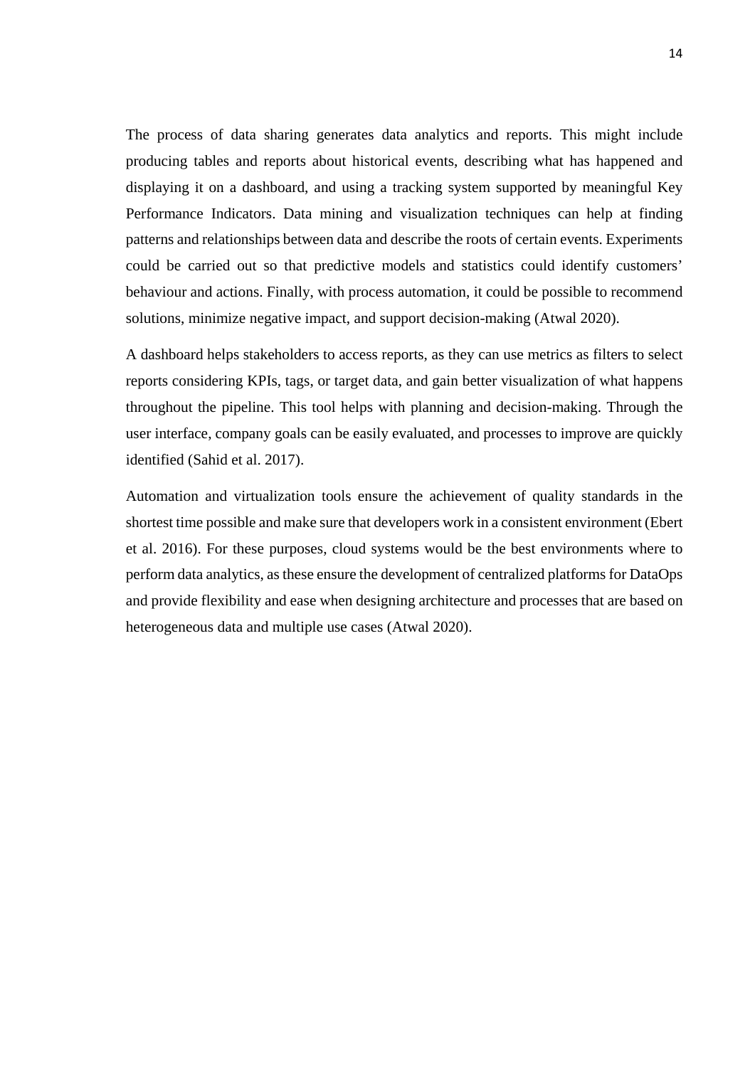The process of data sharing generates data analytics and reports. This might include producing tables and reports about historical events, describing what has happened and displaying it on a dashboard, and using a tracking system supported by meaningful Key Performance Indicators. Data mining and visualization techniques can help at finding patterns and relationships between data and describe the roots of certain events. Experiments could be carried out so that predictive models and statistics could identify customers' behaviour and actions. Finally, with process automation, it could be possible to recommend solutions, minimize negative impact, and support decision-making (Atwal 2020).

A dashboard helps stakeholders to access reports, as they can use metrics as filters to select reports considering KPIs, tags, or target data, and gain better visualization of what happens throughout the pipeline. This tool helps with planning and decision-making. Through the user interface, company goals can be easily evaluated, and processes to improve are quickly identified (Sahid et al. 2017).

Automation and virtualization tools ensure the achievement of quality standards in the shortest time possible and make sure that developers work in a consistent environment (Ebert et al. 2016). For these purposes, cloud systems would be the best environments where to perform data analytics, as these ensure the development of centralized platforms for DataOps and provide flexibility and ease when designing architecture and processes that are based on heterogeneous data and multiple use cases (Atwal 2020).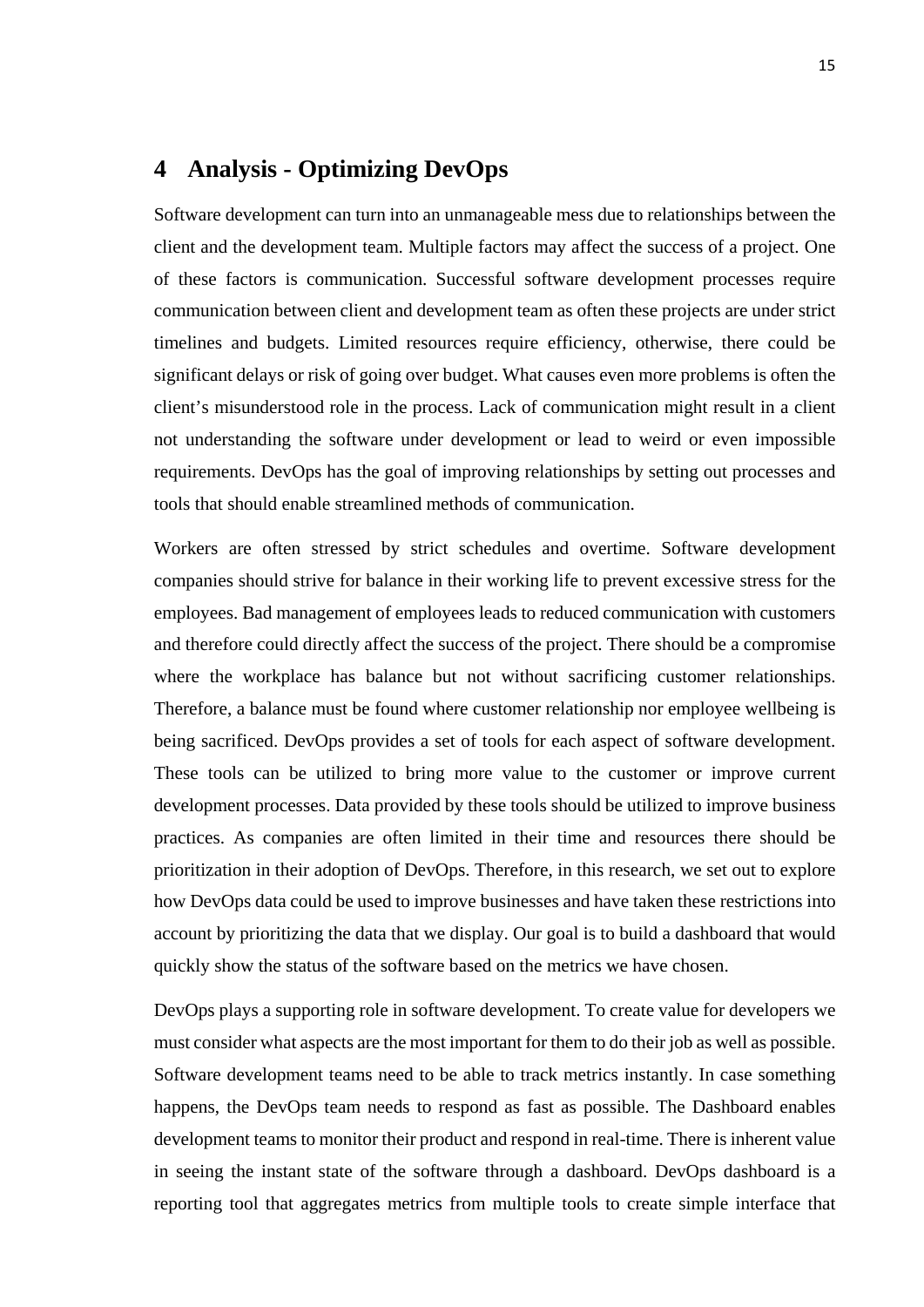# 4 Analysis - Optimizing DevOps

Software development can turn into an unmanageable mess due to relationships between the client and the development team. Multiple factors may affect the success of a project. One of these factors is communication. Successful software development processes require communication between client and development team as often these projects are under strict timelines and budgets. Limited resources require efficiency, otherwise, there could be significant delays or risk of going over budget. What causes even more problems is often the client's misunderstood role in the process. Lack of communication might result in a client not understanding the software under development or lead to weird or even impossible requirements. DevOps has the goal of improving relationships by setting out processes and tools that should enable streamlined methods of communication.

Workers are often stressed by strict schedules and overtime. Software development companies should strive for balance in their working life to prevent excessive stress for the employees. Bad management of employees leads to reduced communication with customers and therefore could directly affect the success of the project. There should be a compromise where the workplace has balance but not without sacrificing customer relationships. Therefore, a balance must be found where customer relationship nor employee wellbeing is being sacrificed. DevOps provides a set of tools for each aspect of software development. These tools can be utilized to bring more value to the customer or improve current development processes. Data provided by these tools should be utilized to improve business practices. As companies are often limited in their time and resources there should be prioritization in their adoption of DevOps. Therefore, in this research, we set out to explore how DevOps data could be used to improve businesses and have taken these restrictions into account by prioritizing the data that we display. Our goal is to build a dashboard that would quickly show the status of the software based on the metrics we have chosen.

DevOps plays a supporting role in software development. To create value for developers we must consider what aspects are the most important for them to do their job as well as possible. Software development teams need to be able to track metrics instantly. In case something happens, the DevOps team needs to respond as fast as possible. The Dashboard enables development teams to monitor their product and respond in real-time. There is inherent value in seeing the instant state of the software through a dashboard. DevOps dashboard is a reporting tool that aggregates metrics from multiple tools to create simple interface that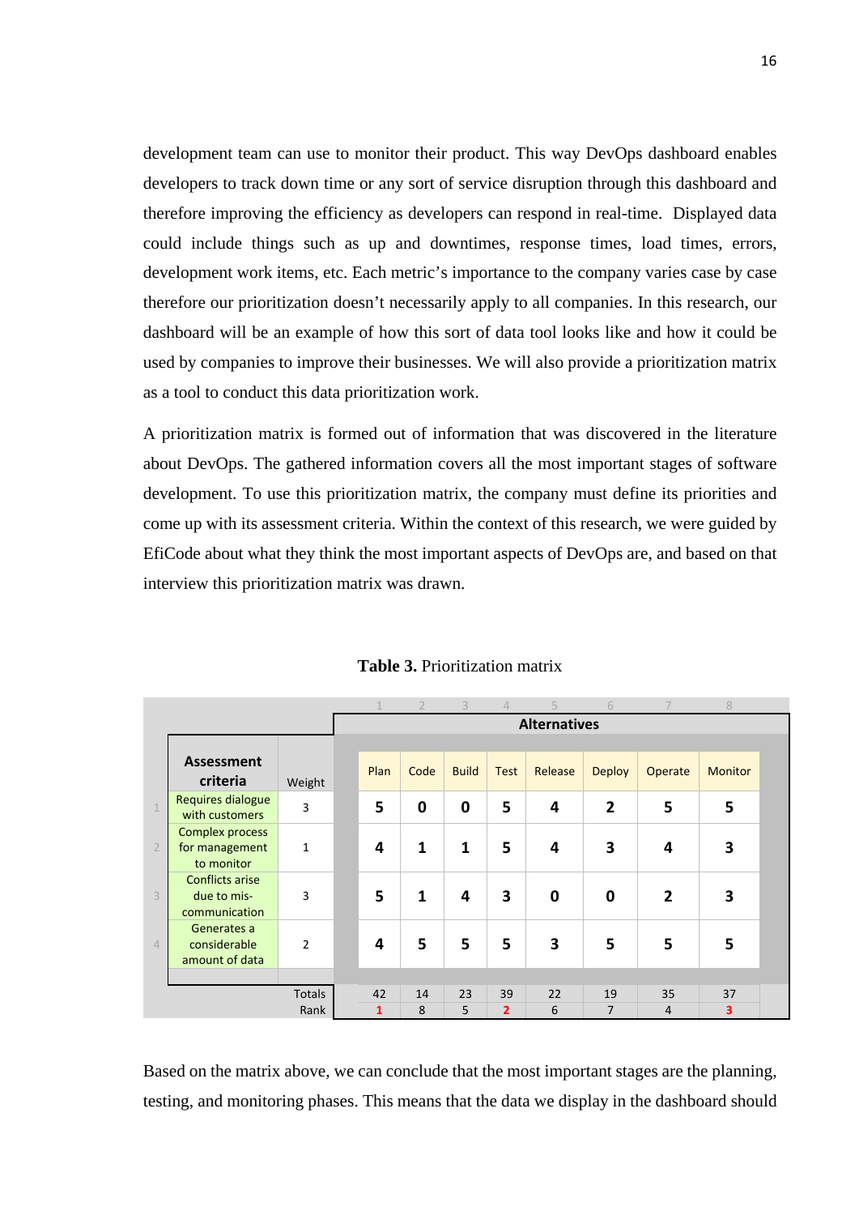development team can use to monitor their product. This way DevOps dashboard enables developers to track down time or any sort of service disruption through this dashboard and therefore improving the efficiency as developers can respond in real-time. Displayed data could include things such as up and downtimes, response times, load times, errors, development work items, etc. Each metric's importance to the company varies case by case therefore our prioritization doesn't necessarily apply to all companies. In this research, our dashboard will be an example of how this sort of data tool looks like and how it could be used by companies to improve their businesses. We will also provide a prioritization matrix as a tool to conduct this data prioritization work.

A prioritization matrix is formed out of information that was discovered in the literature about DevOps. The gathered information covers all the most important stages of software development. To use this prioritization matrix, the company must define its priorities and come up with its assessment criteria. Within the context of this research, we were guided by EfiCode about what they think the most important aspects of DevOps are, and based on that interview this prioritization matrix was drawn.

**Table 3.** Prioritization matrix

| | | | Alternatives | | | | | | | |
|---|---|---|---|---|---|---|---|---|---|---|
| | | | 1 | 2 | 3 | 4 | 5 | 6 | 7 | 8 |
| | **Assessment criteria** | Weight | Plan | Code | Build | Test | Release | Deploy | Operate | Monitor |
| 1 | Requires dialogue with customers | 3 | **5** | **0** | **0** | **5** | **4** | **2** | **5** | **5** |
| 2 | Complex process for management to monitor | 1 | **4** | **1** | **1** | **5** | **4** | **3** | **4** | **3** |
| 3 | Conflicts arise due to mis-communication | 3 | **5** | **1** | **4** | **3** | **0** | **0** | **2** | **3** |
| 4 | Generates a considerable amount of data | 2 | **4** | **5** | **5** | **5** | **3** | **5** | **5** | **5** |
| | | Totals | 42 | 14 | 23 | 39 | 22 | 19 | 35 | 37 |
| | | Rank | 1 | 8 | 5 | 2 | 6 | 7 | 4 | 3 |

Based on the matrix above, we can conclude that the most important stages are the planning, testing, and monitoring phases. This means that the data we display in the dashboard should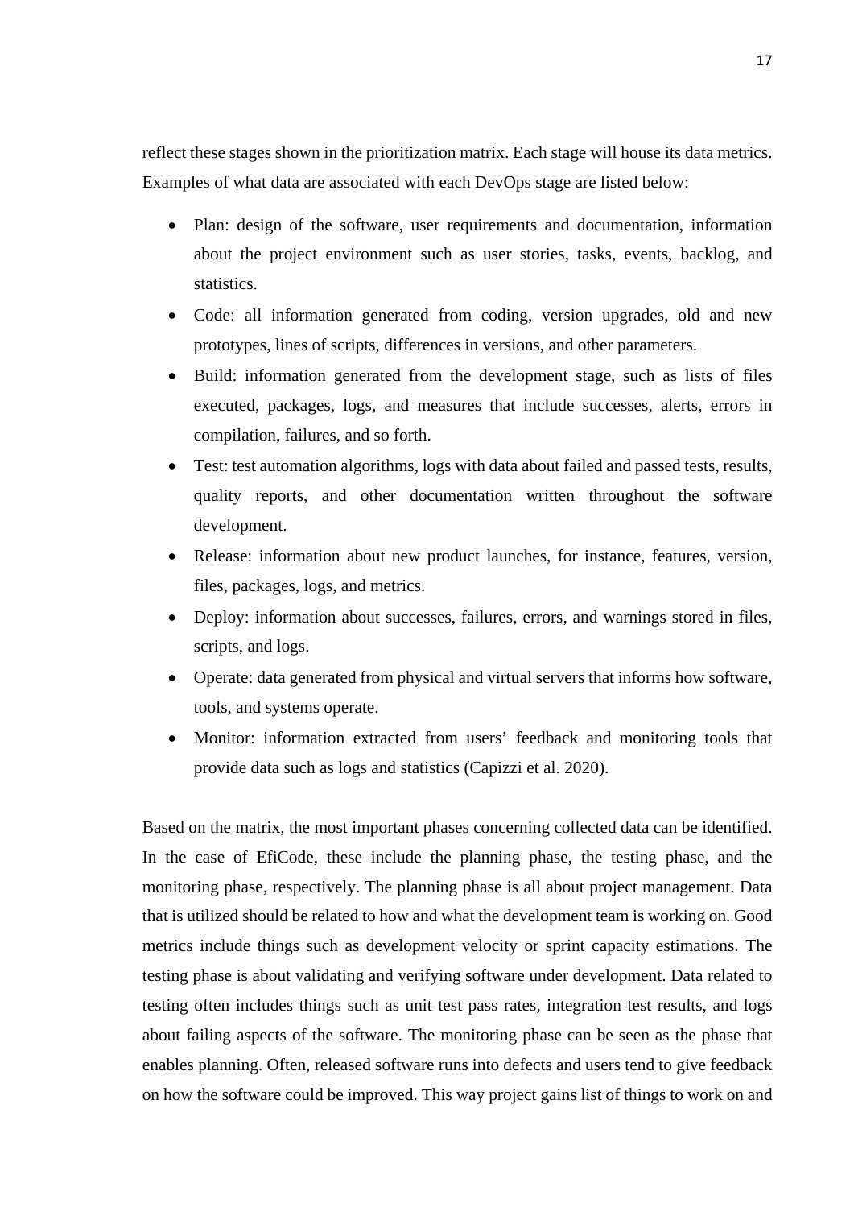reflect these stages shown in the prioritization matrix. Each stage will house its data metrics. Examples of what data are associated with each DevOps stage are listed below:

- Plan: design of the software, user requirements and documentation, information about the project environment such as user stories, tasks, events, backlog, and statistics.
- Code: all information generated from coding, version upgrades, old and new prototypes, lines of scripts, differences in versions, and other parameters.
- Build: information generated from the development stage, such as lists of files executed, packages, logs, and measures that include successes, alerts, errors in compilation, failures, and so forth.
- Test: test automation algorithms, logs with data about failed and passed tests, results, quality reports, and other documentation written throughout the software development.
- Release: information about new product launches, for instance, features, version, files, packages, logs, and metrics.
- Deploy: information about successes, failures, errors, and warnings stored in files, scripts, and logs.
- Operate: data generated from physical and virtual servers that informs how software, tools, and systems operate.
- Monitor: information extracted from users' feedback and monitoring tools that provide data such as logs and statistics (Capizzi et al. 2020).

Based on the matrix, the most important phases concerning collected data can be identified. In the case of EfiCode, these include the planning phase, the testing phase, and the monitoring phase, respectively. The planning phase is all about project management. Data that is utilized should be related to how and what the development team is working on. Good metrics include things such as development velocity or sprint capacity estimations. The testing phase is about validating and verifying software under development. Data related to testing often includes things such as unit test pass rates, integration test results, and logs about failing aspects of the software. The monitoring phase can be seen as the phase that enables planning. Often, released software runs into defects and users tend to give feedback on how the software could be improved. This way project gains list of things to work on and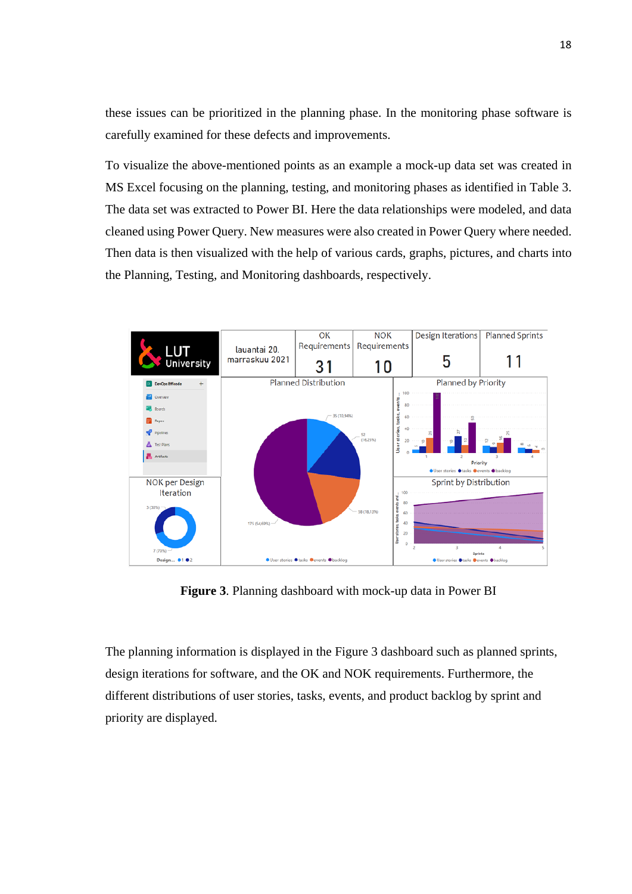these issues can be prioritized in the planning phase. In the monitoring phase software is carefully examined for these defects and improvements.

To visualize the above-mentioned points as an example a mock-up data set was created in MS Excel focusing on the planning, testing, and monitoring phases as identified in Table 3. The data set was extracted to Power BI. Here the data relationships were modeled, and data cleaned using Power Query. New measures were also created in Power Query where needed. Then data is then visualized with the help of various cards, graphs, pictures, and charts into the Planning, Testing, and Monitoring dashboards, respectively.

LUT University

lauantai 20. marraskuu 2021

OK Requirements 31

NOK Requirements 10

Design Iterations 5

Planned Sprints 11

Planned Distribution

Planned by Priority

NOK per Design Iteration

Sprint by Distribution

**Figure 3**. Planning dashboard with mock-up data in Power BI

The planning information is displayed in the Figure 3 dashboard such as planned sprints, design iterations for software, and the OK and NOK requirements. Furthermore, the different distributions of user stories, tasks, events, and product backlog by sprint and priority are displayed.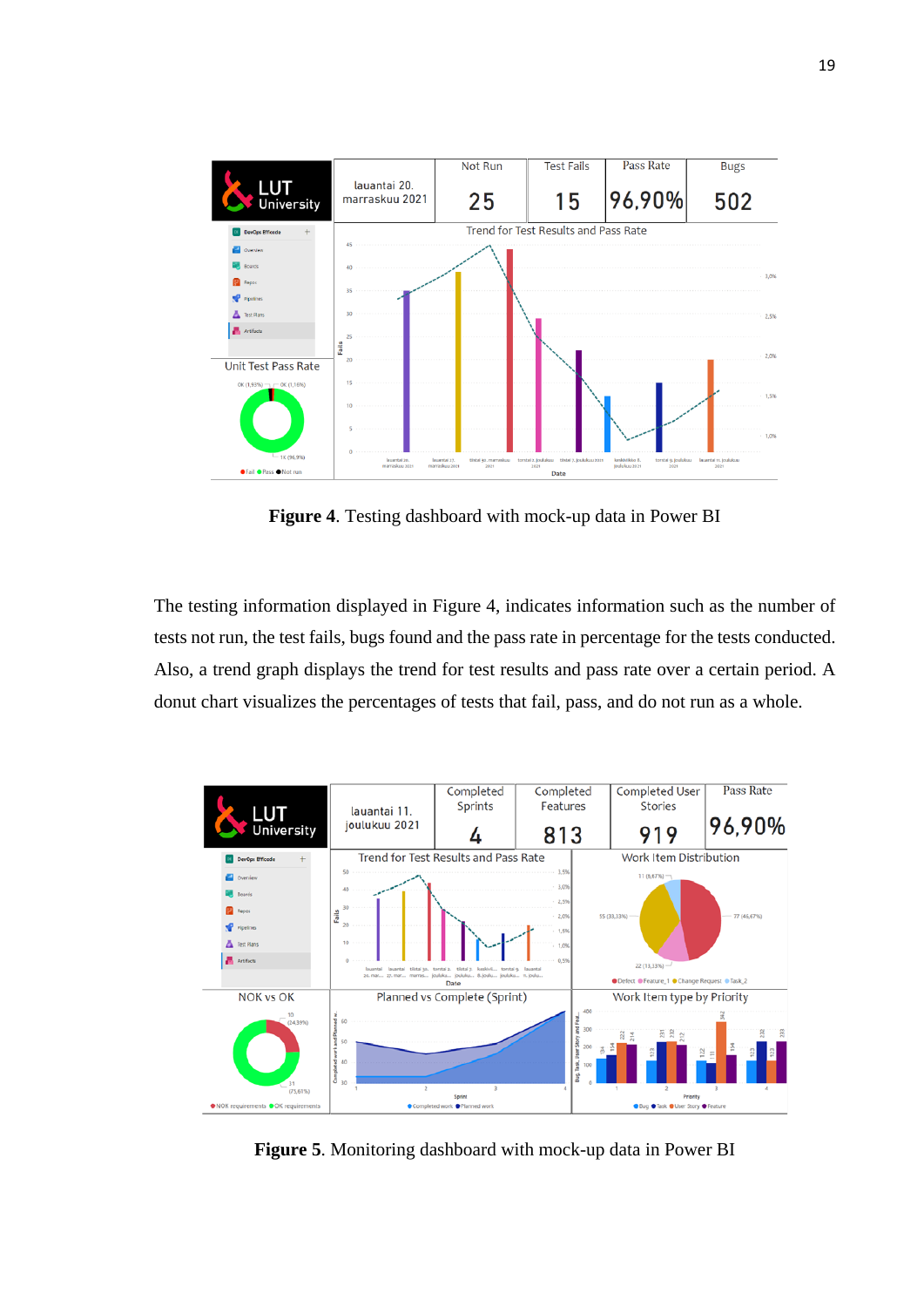LUT University

lauantai 20. marraskuu 2021

Not Run
25

Test Fails
15

Pass Rate
96,90%

Bugs
502

Trend for Test Results and Pass Rate

Unit Test Pass Rate

**Figure 4**. Testing dashboard with mock-up data in Power BI

The testing information displayed in Figure 4, indicates information such as the number of tests not run, the test fails, bugs found and the pass rate in percentage for the tests conducted. Also, a trend graph displays the trend for test results and pass rate over a certain period. A donut chart visualizes the percentages of tests that fail, pass, and do not run as a whole.

LUT University

lauantai 11. joulukuu 2021

Completed Sprints
4

Completed Features
813

Completed User Stories
919

Pass Rate
96,90%

Trend for Test Results and Pass Rate

Work Item Distribution

NOK vs OK

Planned vs Complete (Sprint)

Work Item type by Priority

**Figure 5**. Monitoring dashboard with mock-up data in Power BI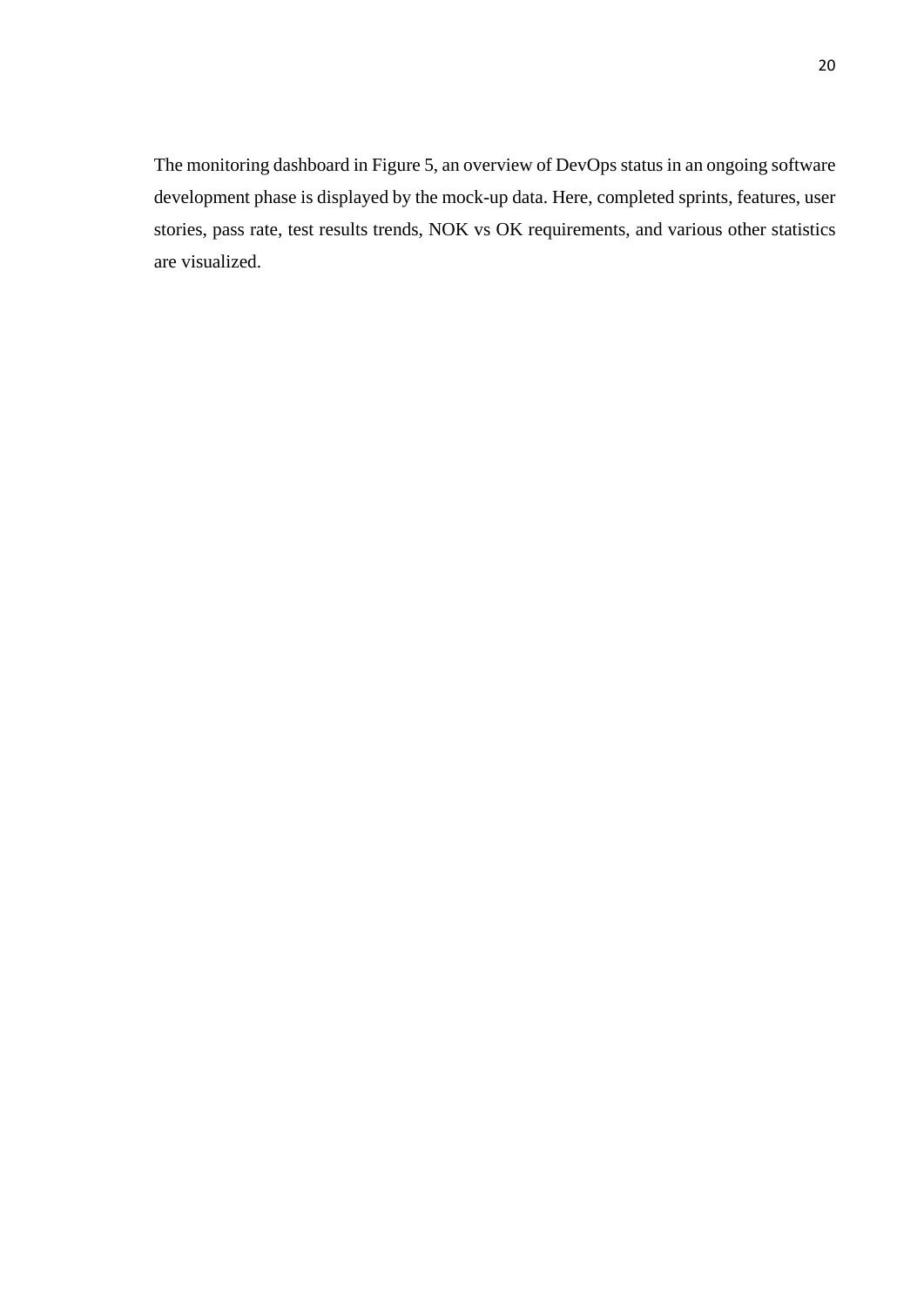The monitoring dashboard in Figure 5, an overview of DevOps status in an ongoing software development phase is displayed by the mock-up data. Here, completed sprints, features, user stories, pass rate, test results trends, NOK vs OK requirements, and various other statistics are visualized.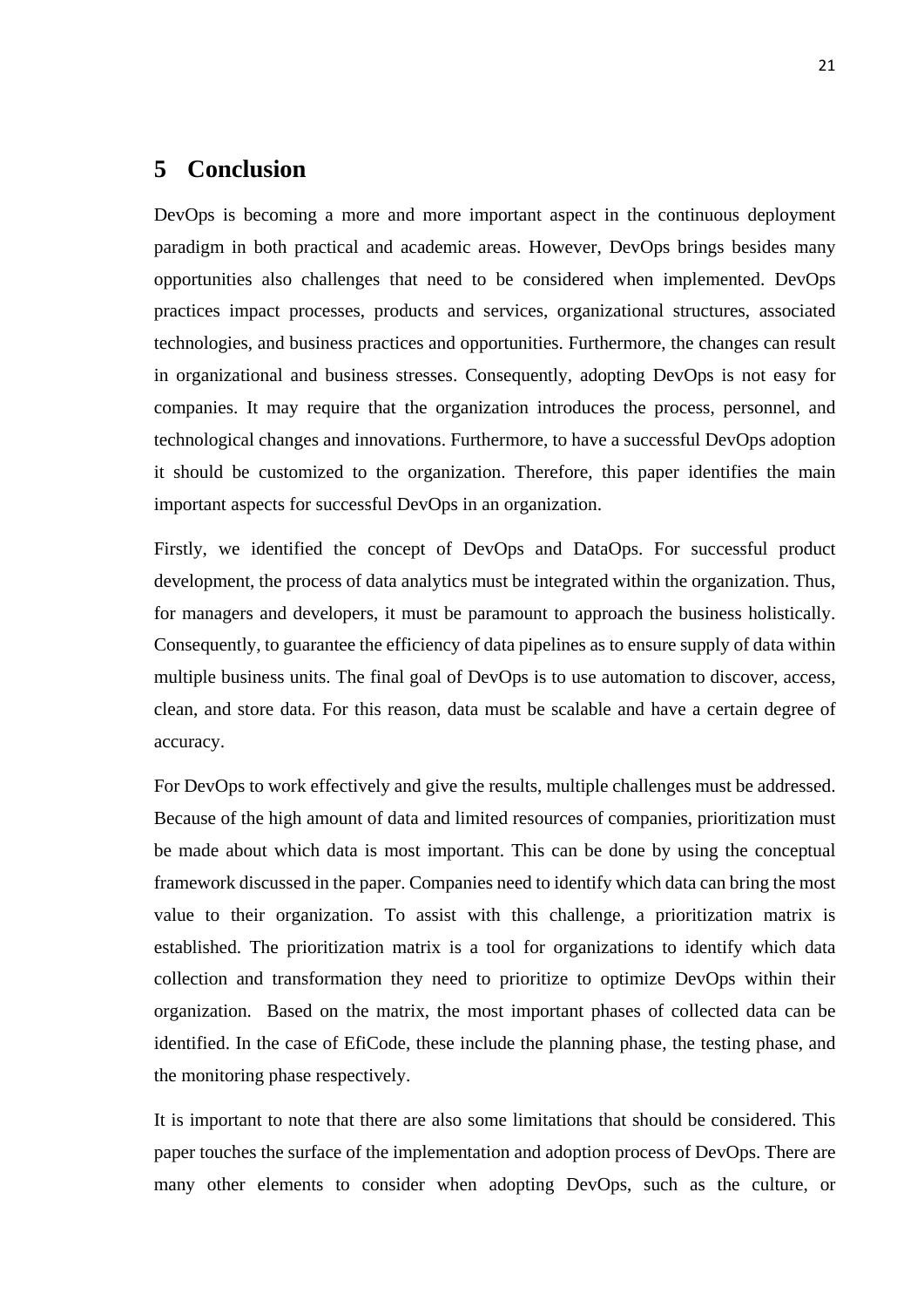# 5 Conclusion

DevOps is becoming a more and more important aspect in the continuous deployment paradigm in both practical and academic areas. However, DevOps brings besides many opportunities also challenges that need to be considered when implemented. DevOps practices impact processes, products and services, organizational structures, associated technologies, and business practices and opportunities. Furthermore, the changes can result in organizational and business stresses. Consequently, adopting DevOps is not easy for companies. It may require that the organization introduces the process, personnel, and technological changes and innovations. Furthermore, to have a successful DevOps adoption it should be customized to the organization. Therefore, this paper identifies the main important aspects for successful DevOps in an organization.

Firstly, we identified the concept of DevOps and DataOps. For successful product development, the process of data analytics must be integrated within the organization. Thus, for managers and developers, it must be paramount to approach the business holistically. Consequently, to guarantee the efficiency of data pipelines as to ensure supply of data within multiple business units. The final goal of DevOps is to use automation to discover, access, clean, and store data. For this reason, data must be scalable and have a certain degree of accuracy.

For DevOps to work effectively and give the results, multiple challenges must be addressed. Because of the high amount of data and limited resources of companies, prioritization must be made about which data is most important. This can be done by using the conceptual framework discussed in the paper. Companies need to identify which data can bring the most value to their organization. To assist with this challenge, a prioritization matrix is established. The prioritization matrix is a tool for organizations to identify which data collection and transformation they need to prioritize to optimize DevOps within their organization. Based on the matrix, the most important phases of collected data can be identified. In the case of EfiCode, these include the planning phase, the testing phase, and the monitoring phase respectively.

It is important to note that there are also some limitations that should be considered. This paper touches the surface of the implementation and adoption process of DevOps. There are many other elements to consider when adopting DevOps, such as the culture, or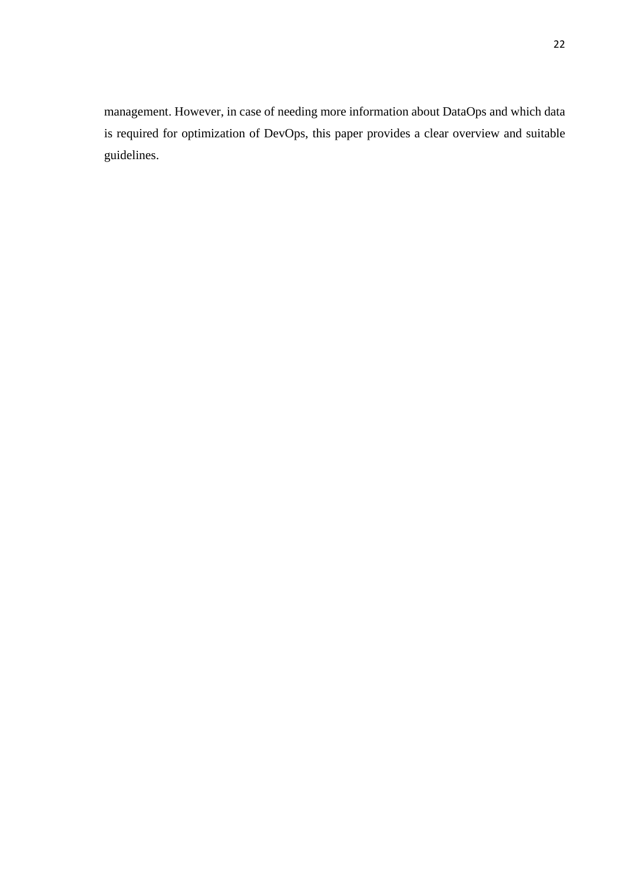management. However, in case of needing more information about DataOps and which data is required for optimization of DevOps, this paper provides a clear overview and suitable guidelines.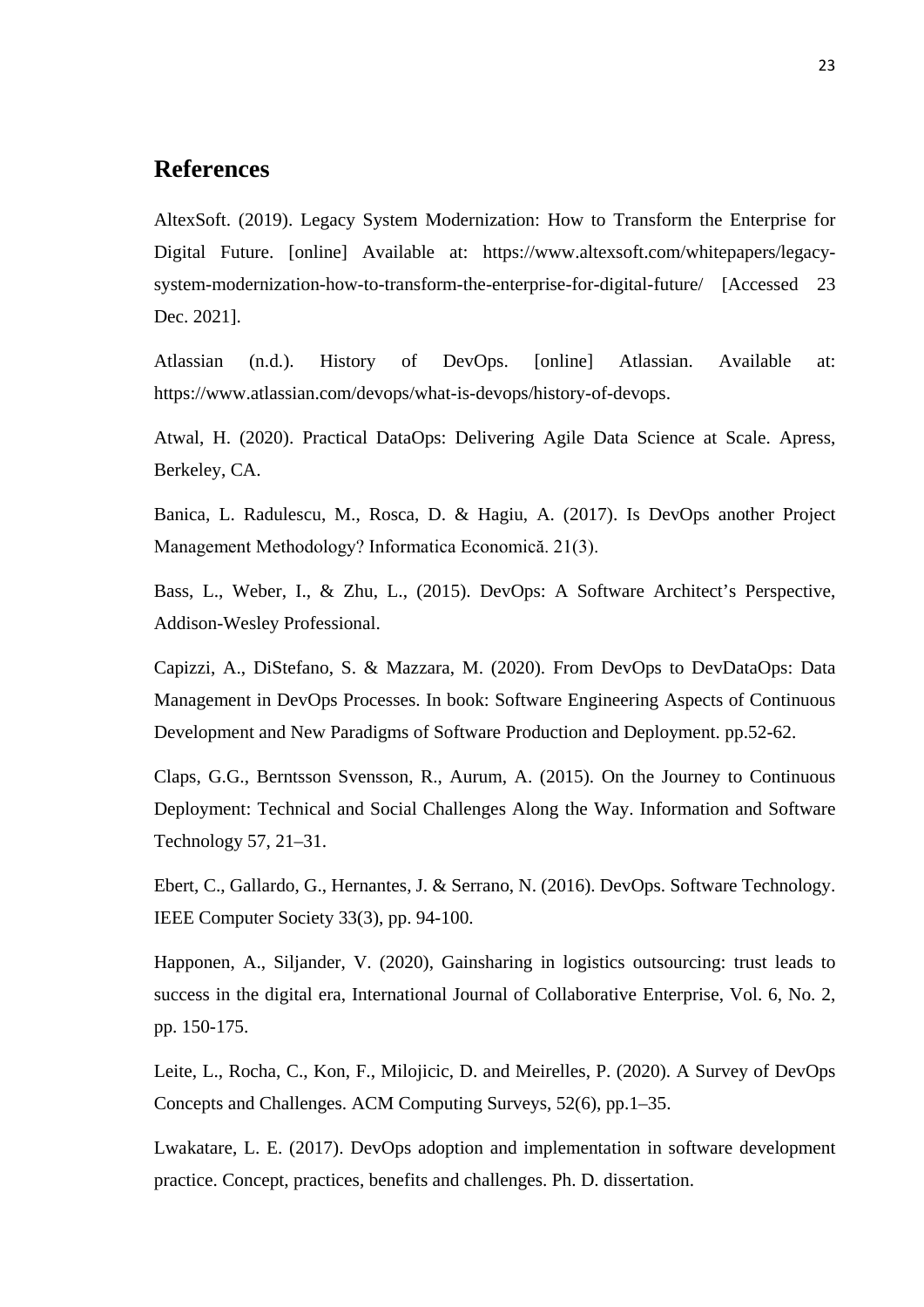## References

AltexSoft. (2019). Legacy System Modernization: How to Transform the Enterprise for Digital Future. [online] Available at: https://www.altexsoft.com/whitepapers/legacy-system-modernization-how-to-transform-the-enterprise-for-digital-future/ [Accessed 23 Dec. 2021].

Atlassian (n.d.). History of DevOps. [online] Atlassian. Available at: https://www.atlassian.com/devops/what-is-devops/history-of-devops.

Atwal, H. (2020). Practical DataOps: Delivering Agile Data Science at Scale. Apress, Berkeley, CA.

Banica, L. Radulescu, M., Rosca, D. & Hagiu, A. (2017). Is DevOps another Project Management Methodology? Informatica Economică. 21(3).

Bass, L., Weber, I., & Zhu, L., (2015). DevOps: A Software Architect's Perspective, Addison-Wesley Professional.

Capizzi, A., DiStefano, S. & Mazzara, M. (2020). From DevOps to DevDataOps: Data Management in DevOps Processes. In book: Software Engineering Aspects of Continuous Development and New Paradigms of Software Production and Deployment. pp.52-62.

Claps, G.G., Berntsson Svensson, R., Aurum, A. (2015). On the Journey to Continuous Deployment: Technical and Social Challenges Along the Way. Information and Software Technology 57, 21–31.

Ebert, C., Gallardo, G., Hernantes, J. & Serrano, N. (2016). DevOps. Software Technology. IEEE Computer Society 33(3), pp. 94-100.

Happonen, A., Siljander, V. (2020), Gainsharing in logistics outsourcing: trust leads to success in the digital era, International Journal of Collaborative Enterprise, Vol. 6, No. 2, pp. 150-175.

Leite, L., Rocha, C., Kon, F., Milojicic, D. and Meirelles, P. (2020). A Survey of DevOps Concepts and Challenges. ACM Computing Surveys, 52(6), pp.1–35.

Lwakatare, L. E. (2017). DevOps adoption and implementation in software development practice. Concept, practices, benefits and challenges. Ph. D. dissertation.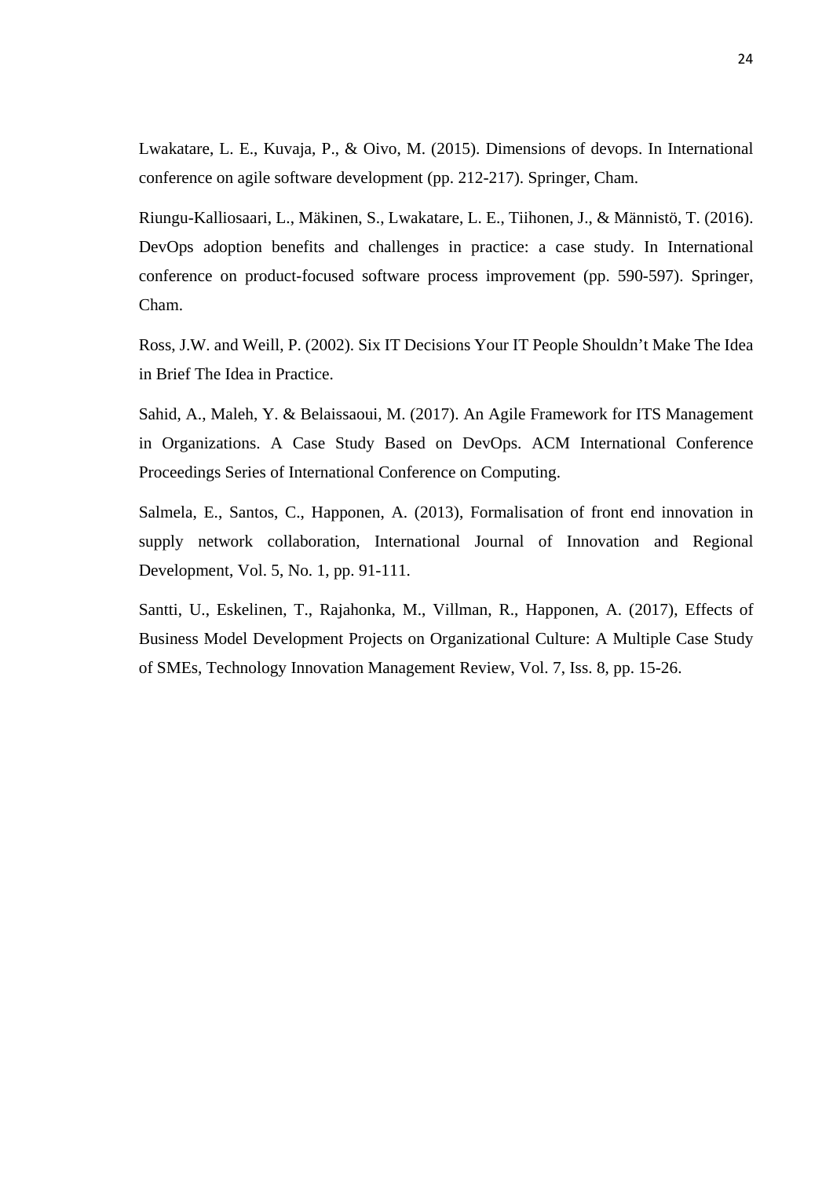Lwakatare, L. E., Kuvaja, P., & Oivo, M. (2015). Dimensions of devops. In International conference on agile software development (pp. 212-217). Springer, Cham.

Riungu-Kalliosaari, L., Mäkinen, S., Lwakatare, L. E., Tiihonen, J., & Männistö, T. (2016). DevOps adoption benefits and challenges in practice: a case study. In International conference on product-focused software process improvement (pp. 590-597). Springer, Cham.

Ross, J.W. and Weill, P. (2002). Six IT Decisions Your IT People Shouldn't Make The Idea in Brief The Idea in Practice.

Sahid, A., Maleh, Y. & Belaissaoui, M. (2017). An Agile Framework for ITS Management in Organizations. A Case Study Based on DevOps. ACM International Conference Proceedings Series of International Conference on Computing.

Salmela, E., Santos, C., Happonen, A. (2013), Formalisation of front end innovation in supply network collaboration, International Journal of Innovation and Regional Development, Vol. 5, No. 1, pp. 91-111.

Santti, U., Eskelinen, T., Rajahonka, M., Villman, R., Happonen, A. (2017), Effects of Business Model Development Projects on Organizational Culture: A Multiple Case Study of SMEs, Technology Innovation Management Review, Vol. 7, Iss. 8, pp. 15-26.